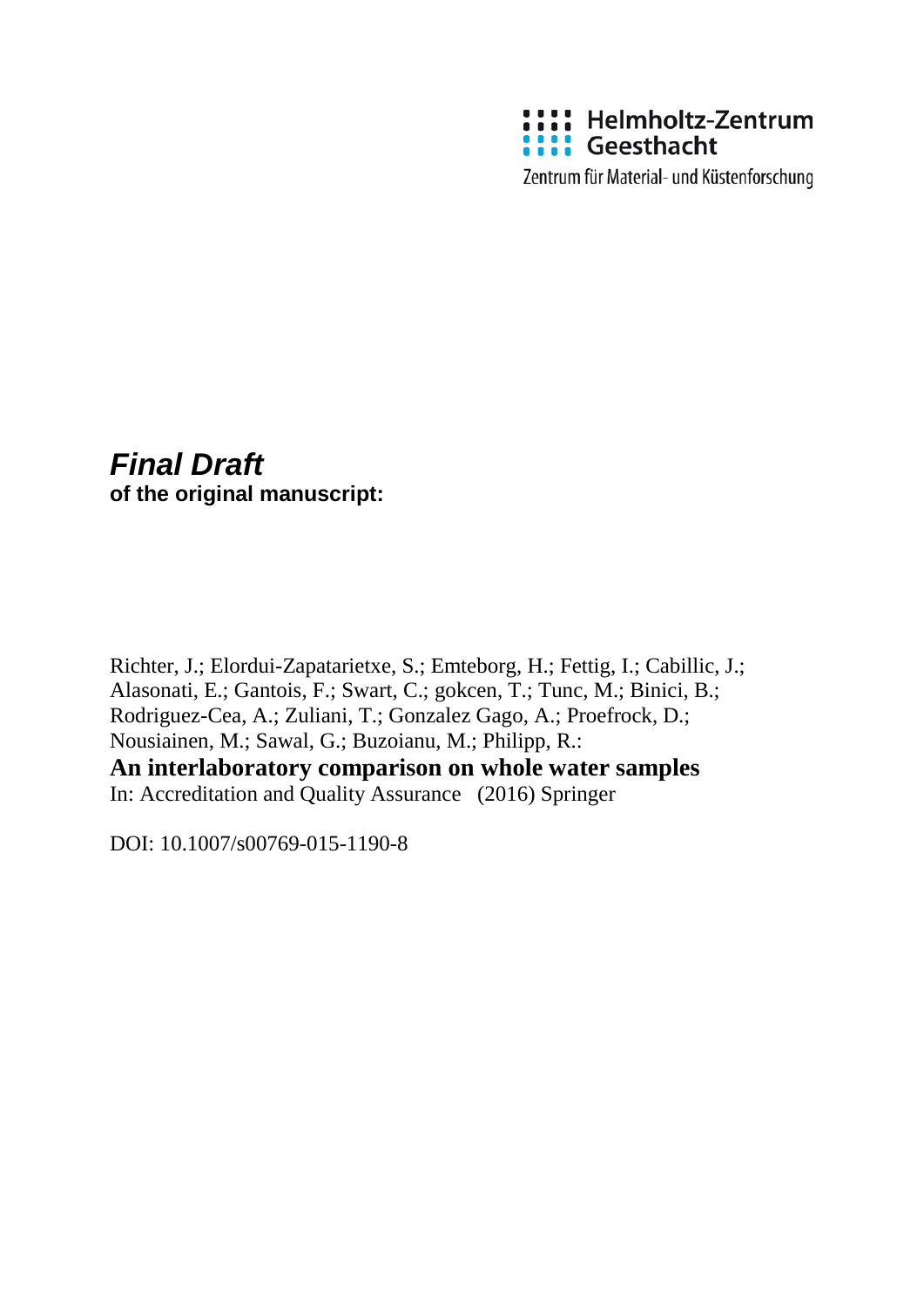Helmholtz-Zentrum Geesthacht

Zentrum für Material- und Küstenforschung

***Final Draft***
**of the original manuscript:**

Richter, J.; Elordui-Zapatarietxe, S.; Emteborg, H.; Fettig, I.; Cabillic, J.; Alasonati, E.; Gantois, F.; Swart, C.; gokcen, T.; Tunc, M.; Binici, B.; Rodriguez-Cea, A.; Zuliani, T.; Gonzalez Gago, A.; Proefrock, D.; Nousiainen, M.; Sawal, G.; Buzoianu, M.; Philipp, R.:

**An interlaboratory comparison on whole water samples**

In: Accreditation and Quality Assurance (2016) Springer

DOI: 10.1007/s00769-015-1190-8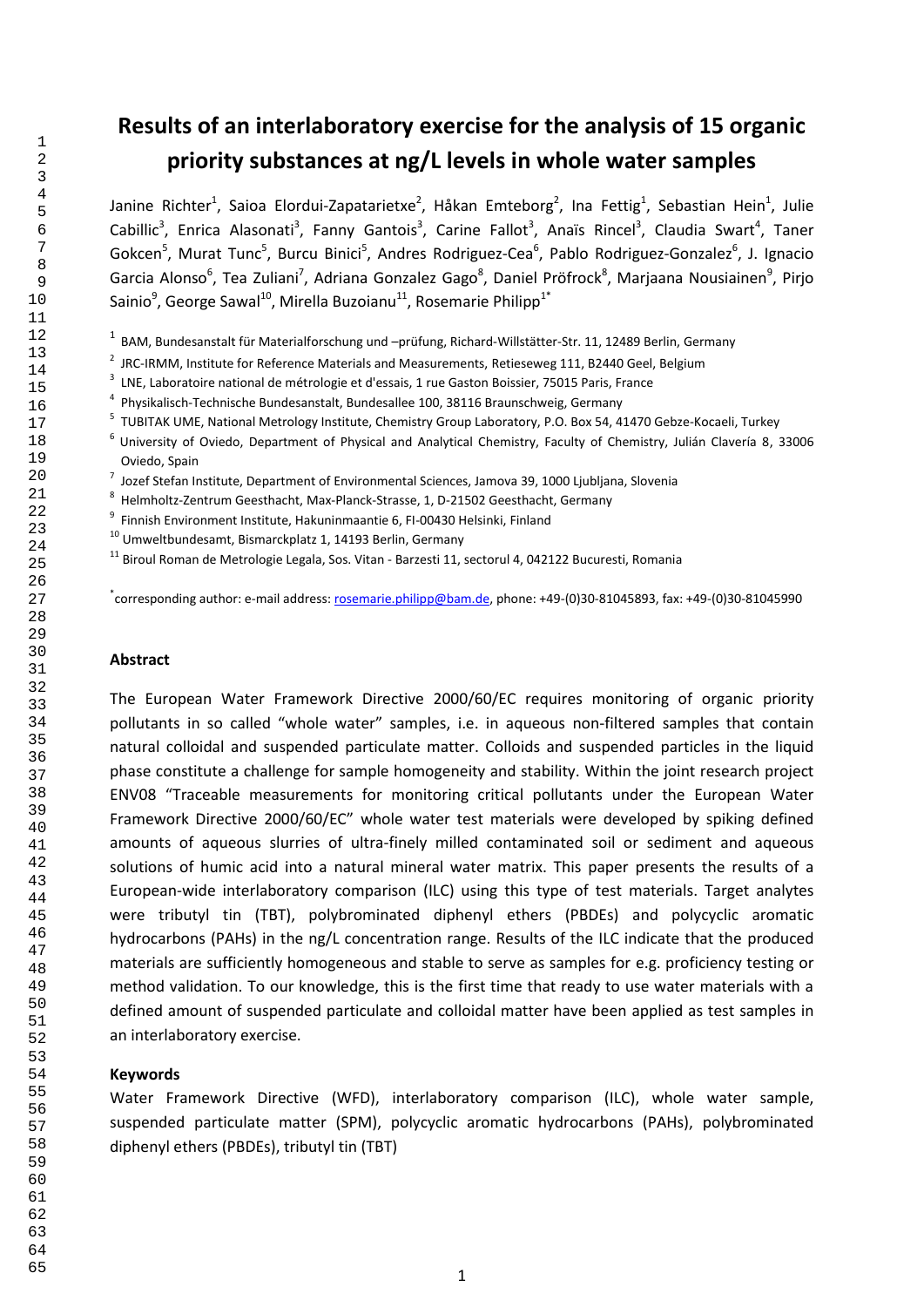# Results of an interlaboratory exercise for the analysis of 15 organic priority substances at ng/L levels in whole water samples

Janine Richter[1], Saioa Elordui-Zapatarietxe[2], Håkan Emteborg[2], Ina Fettig[1], Sebastian Hein[1], Julie Cabillic[3], Enrica Alasonati[3], Fanny Gantois[3], Carine Fallot[3], Anaïs Rincel[3], Claudia Swart[4], Taner Gokcen[5], Murat Tunc[5], Burcu Binici[5], Andres Rodriguez-Cea[6], Pablo Rodriguez-Gonzalez[6], J. Ignacio Garcia Alonso[6], Tea Zuliani[7], Adriana Gonzalez Gago[8], Daniel Pröfrock[8], Marjaana Nousiainen[9], Pirjo Sainio[9], George Sawal[10], Mirella Buzoianu[11], Rosemarie Philipp[1*]

[1] BAM, Bundesanstalt für Materialforschung und –prüfung, Richard-Willstätter-Str. 11, 12489 Berlin, Germany

[2] JRC-IRMM, Institute for Reference Materials and Measurements, Retieseweg 111, B2440 Geel, Belgium

[3] LNE, Laboratoire national de métrologie et d'essais, 1 rue Gaston Boissier, 75015 Paris, France

[4] Physikalisch-Technische Bundesanstalt, Bundesallee 100, 38116 Braunschweig, Germany

[5] TUBITAK UME, National Metrology Institute, Chemistry Group Laboratory, P.O. Box 54, 41470 Gebze-Kocaeli, Turkey

[6] University of Oviedo, Department of Physical and Analytical Chemistry, Faculty of Chemistry, Julián Clavería 8, 33006 Oviedo, Spain

[7] Jozef Stefan Institute, Department of Environmental Sciences, Jamova 39, 1000 Ljubljana, Slovenia

[8] Helmholtz-Zentrum Geesthacht, Max-Planck-Strasse, 1, D-21502 Geesthacht, Germany

[9] Finnish Environment Institute, Hakuninmaantie 6, FI-00430 Helsinki, Finland

[10] Umweltbundesamt, Bismarckplatz 1, 14193 Berlin, Germany

[11] Biroul Roman de Metrologie Legala, Sos. Vitan - Barzesti 11, sectorul 4, 042122 Bucuresti, Romania

[*] corresponding author: e-mail address: rosemarie.philipp@bam.de, phone: +49-(0)30-81045893, fax: +49-(0)30-81045990

## Abstract

The European Water Framework Directive 2000/60/EC requires monitoring of organic priority pollutants in so called "whole water" samples, i.e. in aqueous non-filtered samples that contain natural colloidal and suspended particulate matter. Colloids and suspended particles in the liquid phase constitute a challenge for sample homogeneity and stability. Within the joint research project ENV08 "Traceable measurements for monitoring critical pollutants under the European Water Framework Directive 2000/60/EC" whole water test materials were developed by spiking defined amounts of aqueous slurries of ultra-finely milled contaminated soil or sediment and aqueous solutions of humic acid into a natural mineral water matrix. This paper presents the results of a European-wide interlaboratory comparison (ILC) using this type of test materials. Target analytes were tributyl tin (TBT), polybrominated diphenyl ethers (PBDEs) and polycyclic aromatic hydrocarbons (PAHs) in the ng/L concentration range. Results of the ILC indicate that the produced materials are sufficiently homogeneous and stable to serve as samples for e.g. proficiency testing or method validation. To our knowledge, this is the first time that ready to use water materials with a defined amount of suspended particulate and colloidal matter have been applied as test samples in an interlaboratory exercise.

### Keywords

Water Framework Directive (WFD), interlaboratory comparison (ILC), whole water sample, suspended particulate matter (SPM), polycyclic aromatic hydrocarbons (PAHs), polybrominated diphenyl ethers (PBDEs), tributyl tin (TBT)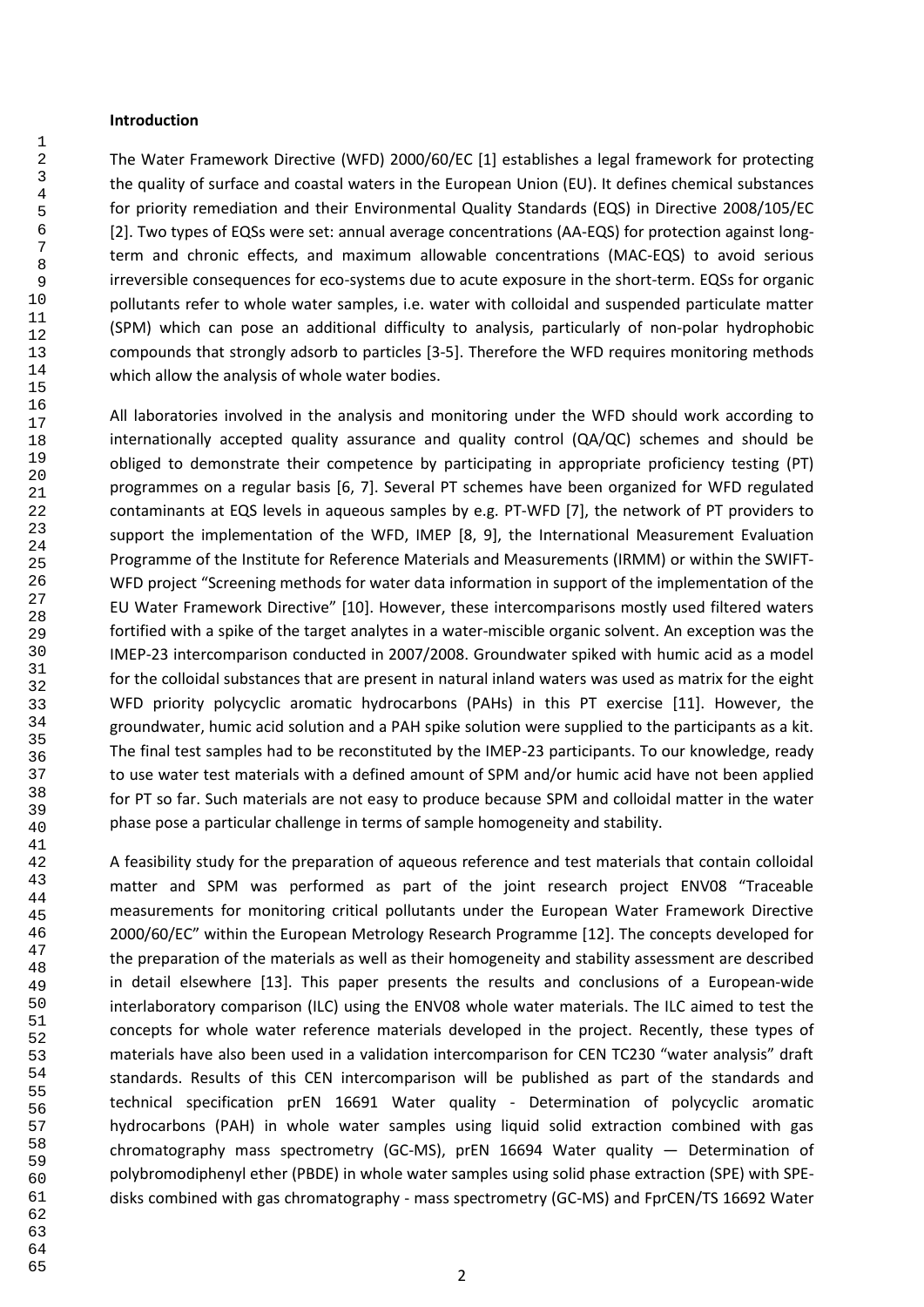## Introduction

The Water Framework Directive (WFD) 2000/60/EC [1] establishes a legal framework for protecting the quality of surface and coastal waters in the European Union (EU). It defines chemical substances for priority remediation and their Environmental Quality Standards (EQS) in Directive 2008/105/EC [2]. Two types of EQSs were set: annual average concentrations (AA-EQS) for protection against long-term and chronic effects, and maximum allowable concentrations (MAC-EQS) to avoid serious irreversible consequences for eco-systems due to acute exposure in the short-term. EQSs for organic pollutants refer to whole water samples, i.e. water with colloidal and suspended particulate matter (SPM) which can pose an additional difficulty to analysis, particularly of non-polar hydrophobic compounds that strongly adsorb to particles [3-5]. Therefore the WFD requires monitoring methods which allow the analysis of whole water bodies.

All laboratories involved in the analysis and monitoring under the WFD should work according to internationally accepted quality assurance and quality control (QA/QC) schemes and should be obliged to demonstrate their competence by participating in appropriate proficiency testing (PT) programmes on a regular basis [6, 7]. Several PT schemes have been organized for WFD regulated contaminants at EQS levels in aqueous samples by e.g. PT-WFD [7], the network of PT providers to support the implementation of the WFD, IMEP [8, 9], the International Measurement Evaluation Programme of the Institute for Reference Materials and Measurements (IRMM) or within the SWIFT-WFD project "Screening methods for water data information in support of the implementation of the EU Water Framework Directive" [10]. However, these intercomparisons mostly used filtered waters fortified with a spike of the target analytes in a water-miscible organic solvent. An exception was the IMEP-23 intercomparison conducted in 2007/2008. Groundwater spiked with humic acid as a model for the colloidal substances that are present in natural inland waters was used as matrix for the eight WFD priority polycyclic aromatic hydrocarbons (PAHs) in this PT exercise [11]. However, the groundwater, humic acid solution and a PAH spike solution were supplied to the participants as a kit. The final test samples had to be reconstituted by the IMEP-23 participants. To our knowledge, ready to use water test materials with a defined amount of SPM and/or humic acid have not been applied for PT so far. Such materials are not easy to produce because SPM and colloidal matter in the water phase pose a particular challenge in terms of sample homogeneity and stability.

A feasibility study for the preparation of aqueous reference and test materials that contain colloidal matter and SPM was performed as part of the joint research project ENV08 "Traceable measurements for monitoring critical pollutants under the European Water Framework Directive 2000/60/EC" within the European Metrology Research Programme [12]. The concepts developed for the preparation of the materials as well as their homogeneity and stability assessment are described in detail elsewhere [13]. This paper presents the results and conclusions of a European-wide interlaboratory comparison (ILC) using the ENV08 whole water materials. The ILC aimed to test the concepts for whole water reference materials developed in the project. Recently, these types of materials have also been used in a validation intercomparison for CEN TC230 "water analysis" draft standards. Results of this CEN intercomparison will be published as part of the standards and technical specification prEN 16691 Water quality - Determination of polycyclic aromatic hydrocarbons (PAH) in whole water samples using liquid solid extraction combined with gas chromatography mass spectrometry (GC-MS), prEN 16694 Water quality — Determination of polybromodiphenyl ether (PBDE) in whole water samples using solid phase extraction (SPE) with SPE-disks combined with gas chromatography - mass spectrometry (GC-MS) and FprCEN/TS 16692 Water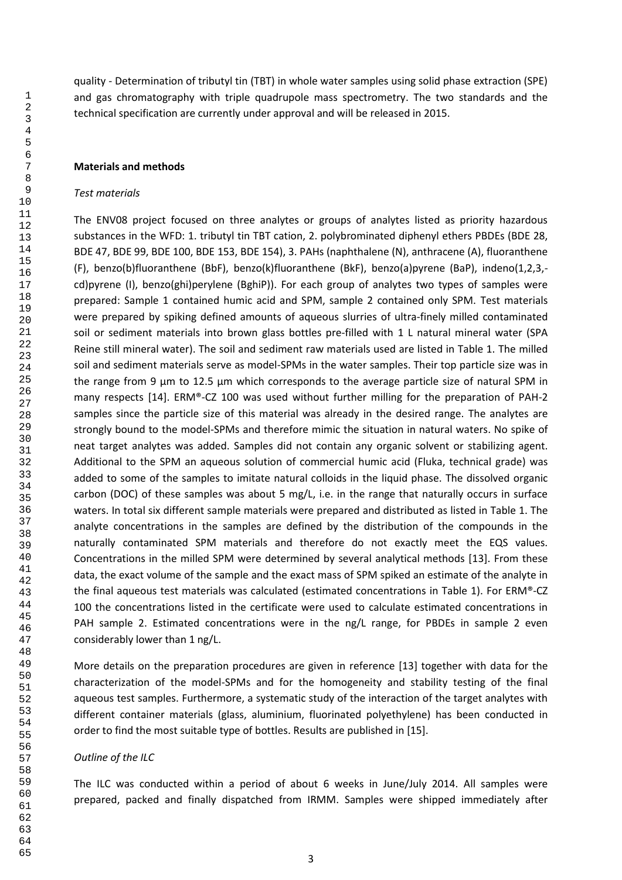quality - Determination of tributyl tin (TBT) in whole water samples using solid phase extraction (SPE) and gas chromatography with triple quadrupole mass spectrometry. The two standards and the technical specification are currently under approval and will be released in 2015.

## Materials and methods

### *Test materials*

The ENV08 project focused on three analytes or groups of analytes listed as priority hazardous substances in the WFD: 1. tributyl tin TBT cation, 2. polybrominated diphenyl ethers PBDEs (BDE 28, BDE 47, BDE 99, BDE 100, BDE 153, BDE 154), 3. PAHs (naphthalene (N), anthracene (A), fluoranthene (F), benzo(b)fluoranthene (BbF), benzo(k)fluoranthene (BkF), benzo(a)pyrene (BaP), indeno(1,2,3,-cd)pyrene (I), benzo(ghi)perylene (BghiP)). For each group of analytes two types of samples were prepared: Sample 1 contained humic acid and SPM, sample 2 contained only SPM. Test materials were prepared by spiking defined amounts of aqueous slurries of ultra-finely milled contaminated soil or sediment materials into brown glass bottles pre-filled with 1 L natural mineral water (SPA Reine still mineral water). The soil and sediment raw materials used are listed in Table 1. The milled soil and sediment materials serve as model-SPMs in the water samples. Their top particle size was in the range from 9 µm to 12.5 µm which corresponds to the average particle size of natural SPM in many respects [14]. ERM®-CZ 100 was used without further milling for the preparation of PAH-2 samples since the particle size of this material was already in the desired range. The analytes are strongly bound to the model-SPMs and therefore mimic the situation in natural waters. No spike of neat target analytes was added. Samples did not contain any organic solvent or stabilizing agent. Additional to the SPM an aqueous solution of commercial humic acid (Fluka, technical grade) was added to some of the samples to imitate natural colloids in the liquid phase. The dissolved organic carbon (DOC) of these samples was about 5 mg/L, i.e. in the range that naturally occurs in surface waters. In total six different sample materials were prepared and distributed as listed in Table 1. The analyte concentrations in the samples are defined by the distribution of the compounds in the naturally contaminated SPM materials and therefore do not exactly meet the EQS values. Concentrations in the milled SPM were determined by several analytical methods [13]. From these data, the exact volume of the sample and the exact mass of SPM spiked an estimate of the analyte in the final aqueous test materials was calculated (estimated concentrations in Table 1). For ERM®-CZ 100 the concentrations listed in the certificate were used to calculate estimated concentrations in PAH sample 2. Estimated concentrations were in the ng/L range, for PBDEs in sample 2 even considerably lower than 1 ng/L.

More details on the preparation procedures are given in reference [13] together with data for the characterization of the model-SPMs and for the homogeneity and stability testing of the final aqueous test samples. Furthermore, a systematic study of the interaction of the target analytes with different container materials (glass, aluminium, fluorinated polyethylene) has been conducted in order to find the most suitable type of bottles. Results are published in [15].

### *Outline of the ILC*

The ILC was conducted within a period of about 6 weeks in June/July 2014. All samples were prepared, packed and finally dispatched from IRMM. Samples were shipped immediately after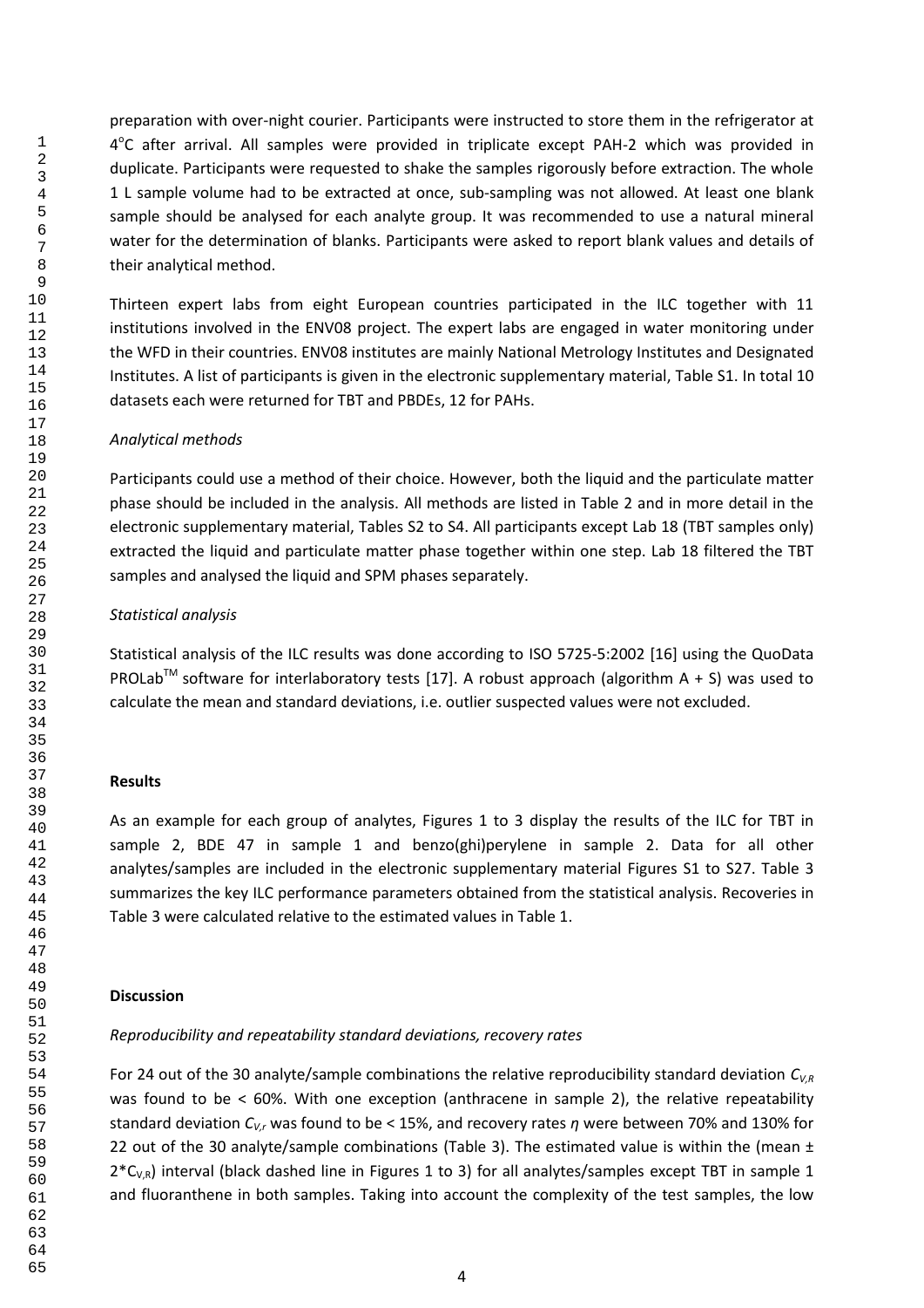preparation with over-night courier. Participants were instructed to store them in the refrigerator at 4°C after arrival. All samples were provided in triplicate except PAH-2 which was provided in duplicate. Participants were requested to shake the samples rigorously before extraction. The whole 1 L sample volume had to be extracted at once, sub-sampling was not allowed. At least one blank sample should be analysed for each analyte group. It was recommended to use a natural mineral water for the determination of blanks. Participants were asked to report blank values and details of their analytical method.

Thirteen expert labs from eight European countries participated in the ILC together with 11 institutions involved in the ENV08 project. The expert labs are engaged in water monitoring under the WFD in their countries. ENV08 institutes are mainly National Metrology Institutes and Designated Institutes. A list of participants is given in the electronic supplementary material, Table S1. In total 10 datasets each were returned for TBT and PBDEs, 12 for PAHs.

*Analytical methods*

Participants could use a method of their choice. However, both the liquid and the particulate matter phase should be included in the analysis. All methods are listed in Table 2 and in more detail in the electronic supplementary material, Tables S2 to S4. All participants except Lab 18 (TBT samples only) extracted the liquid and particulate matter phase together within one step. Lab 18 filtered the TBT samples and analysed the liquid and SPM phases separately.

*Statistical analysis*

Statistical analysis of the ILC results was done according to ISO 5725-5:2002 [16] using the QuoData PROLab™ software for interlaboratory tests [17]. A robust approach (algorithm A + S) was used to calculate the mean and standard deviations, i.e. outlier suspected values were not excluded.

## Results

As an example for each group of analytes, Figures 1 to 3 display the results of the ILC for TBT in sample 2, BDE 47 in sample 1 and benzo(ghi)perylene in sample 2. Data for all other analytes/samples are included in the electronic supplementary material Figures S1 to S27. Table 3 summarizes the key ILC performance parameters obtained from the statistical analysis. Recoveries in Table 3 were calculated relative to the estimated values in Table 1.

## Discussion

*Reproducibility and repeatability standard deviations, recovery rates*

For 24 out of the 30 analyte/sample combinations the relative reproducibility standard deviation $C_{V,R}$ was found to be < 60%. With one exception (anthracene in sample 2), the relative repeatability standard deviation $C_{V,r}$ was found to be < 15%, and recovery rates $\eta$ were between 70% and 130% for 22 out of the 30 analyte/sample combinations (Table 3). The estimated value is within the (mean ± $2 * C_{V,R}$) interval (black dashed line in Figures 1 to 3) for all analytes/samples except TBT in sample 1 and fluoranthene in both samples. Taking into account the complexity of the test samples, the low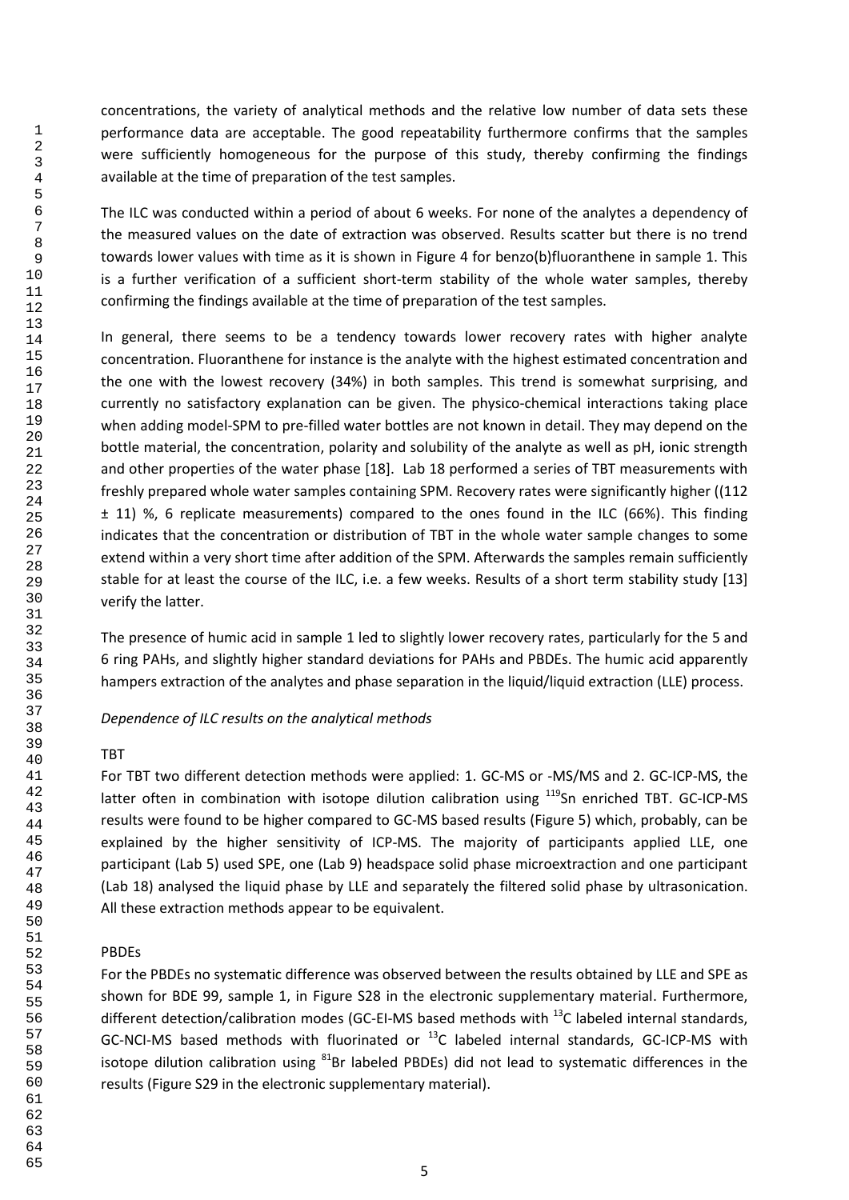concentrations, the variety of analytical methods and the relative low number of data sets these performance data are acceptable. The good repeatability furthermore confirms that the samples were sufficiently homogeneous for the purpose of this study, thereby confirming the findings available at the time of preparation of the test samples.

The ILC was conducted within a period of about 6 weeks. For none of the analytes a dependency of the measured values on the date of extraction was observed. Results scatter but there is no trend towards lower values with time as it is shown in Figure 4 for benzo(b)fluoranthene in sample 1. This is a further verification of a sufficient short-term stability of the whole water samples, thereby confirming the findings available at the time of preparation of the test samples.

In general, there seems to be a tendency towards lower recovery rates with higher analyte concentration. Fluoranthene for instance is the analyte with the highest estimated concentration and the one with the lowest recovery (34%) in both samples. This trend is somewhat surprising, and currently no satisfactory explanation can be given. The physico-chemical interactions taking place when adding model-SPM to pre-filled water bottles are not known in detail. They may depend on the bottle material, the concentration, polarity and solubility of the analyte as well as pH, ionic strength and other properties of the water phase [18]. Lab 18 performed a series of TBT measurements with freshly prepared whole water samples containing SPM. Recovery rates were significantly higher ((112 ± 11) %, 6 replicate measurements) compared to the ones found in the ILC (66%). This finding indicates that the concentration or distribution of TBT in the whole water sample changes to some extend within a very short time after addition of the SPM. Afterwards the samples remain sufficiently stable for at least the course of the ILC, i.e. a few weeks. Results of a short term stability study [13] verify the latter.

The presence of humic acid in sample 1 led to slightly lower recovery rates, particularly for the 5 and 6 ring PAHs, and slightly higher standard deviations for PAHs and PBDEs. The humic acid apparently hampers extraction of the analytes and phase separation in the liquid/liquid extraction (LLE) process.

*Dependence of ILC results on the analytical methods*

TBT

For TBT two different detection methods were applied: 1. GC-MS or -MS/MS and 2. GC-ICP-MS, the latter often in combination with isotope dilution calibration using $^{119}$Sn enriched TBT. GC-ICP-MS results were found to be higher compared to GC-MS based results (Figure 5) which, probably, can be explained by the higher sensitivity of ICP-MS. The majority of participants applied LLE, one participant (Lab 5) used SPE, one (Lab 9) headspace solid phase microextraction and one participant (Lab 18) analysed the liquid phase by LLE and separately the filtered solid phase by ultrasonication. All these extraction methods appear to be equivalent.

PBDEs

For the PBDEs no systematic difference was observed between the results obtained by LLE and SPE as shown for BDE 99, sample 1, in Figure S28 in the electronic supplementary material. Furthermore, different detection/calibration modes (GC-EI-MS based methods with $^{13}$C labeled internal standards, GC-NCI-MS based methods with fluorinated or $^{13}$C labeled internal standards, GC-ICP-MS with isotope dilution calibration using $^{81}$Br labeled PBDEs) did not lead to systematic differences in the results (Figure S29 in the electronic supplementary material).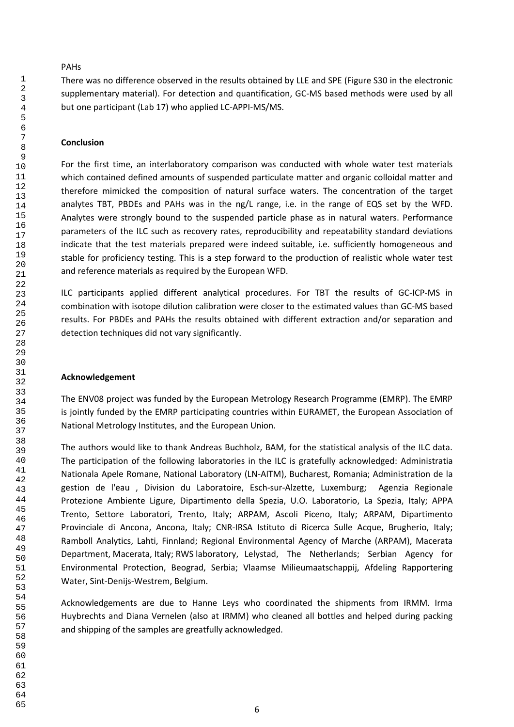PAHs

There was no difference observed in the results obtained by LLE and SPE (Figure S30 in the electronic supplementary material). For detection and quantification, GC-MS based methods were used by all but one participant (Lab 17) who applied LC-APPI-MS/MS.

**Conclusion**

For the first time, an interlaboratory comparison was conducted with whole water test materials which contained defined amounts of suspended particulate matter and organic colloidal matter and therefore mimicked the composition of natural surface waters. The concentration of the target analytes TBT, PBDEs and PAHs was in the ng/L range, i.e. in the range of EQS set by the WFD. Analytes were strongly bound to the suspended particle phase as in natural waters. Performance parameters of the ILC such as recovery rates, reproducibility and repeatability standard deviations indicate that the test materials prepared were indeed suitable, i.e. sufficiently homogeneous and stable for proficiency testing. This is a step forward to the production of realistic whole water test and reference materials as required by the European WFD.

ILC participants applied different analytical procedures. For TBT the results of GC-ICP-MS in combination with isotope dilution calibration were closer to the estimated values than GC-MS based results. For PBDEs and PAHs the results obtained with different extraction and/or separation and detection techniques did not vary significantly.

**Acknowledgement**

The ENV08 project was funded by the European Metrology Research Programme (EMRP). The EMRP is jointly funded by the EMRP participating countries within EURAMET, the European Association of National Metrology Institutes, and the European Union.

The authors would like to thank Andreas Buchholz, BAM, for the statistical analysis of the ILC data. The participation of the following laboratories in the ILC is gratefully acknowledged: Administratia Nationala Apele Romane, National Laboratory (LN-AITM), Bucharest, Romania; Administration de la gestion de l'eau , Division du Laboratoire, Esch-sur-Alzette, Luxemburg; Agenzia Regionale Protezione Ambiente Ligure, Dipartimento della Spezia, U.O. Laboratorio, La Spezia, Italy; APPA Trento, Settore Laboratori, Trento, Italy; ARPAM, Ascoli Piceno, Italy; ARPAM, Dipartimento Provinciale di Ancona, Ancona, Italy; CNR-IRSA Istituto di Ricerca Sulle Acque, Brugherio, Italy; Ramboll Analytics, Lahti, Finnland; Regional Environmental Agency of Marche (ARPAM), Macerata Department, Macerata, Italy; RWS laboratory, Lelystad, The Netherlands; Serbian Agency for Environmental Protection, Beograd, Serbia; Vlaamse Milieumaatschappij, Afdeling Rapportering Water, Sint-Denijs-Westrem, Belgium.

Acknowledgements are due to Hanne Leys who coordinated the shipments from IRMM. Irma Huybrechts and Diana Vernelen (also at IRMM) who cleaned all bottles and helped during packing and shipping of the samples are greatfully acknowledged.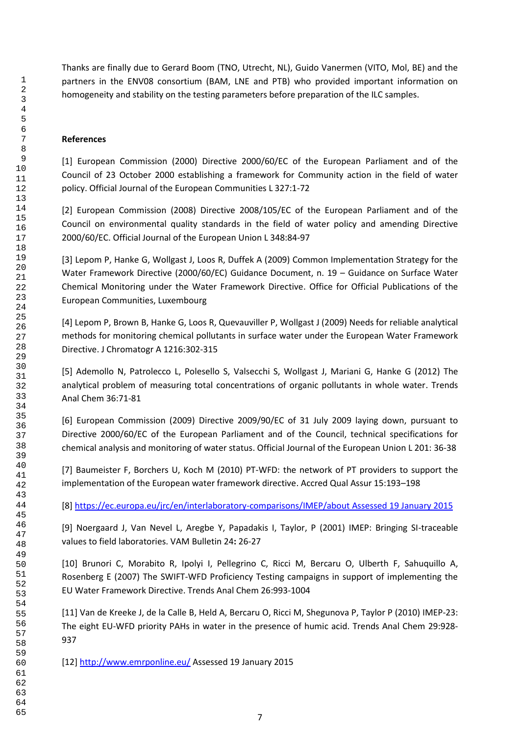Thanks are finally due to Gerard Boom (TNO, Utrecht, NL), Guido Vanermen (VITO, Mol, BE) and the partners in the ENV08 consortium (BAM, LNE and PTB) who provided important information on homogeneity and stability on the testing parameters before preparation of the ILC samples.

**References**

[1] European Commission (2000) Directive 2000/60/EC of the European Parliament and of the Council of 23 October 2000 establishing a framework for Community action in the field of water policy. Official Journal of the European Communities L 327:1-72

[2] European Commission (2008) Directive 2008/105/EC of the European Parliament and of the Council on environmental quality standards in the field of water policy and amending Directive 2000/60/EC. Official Journal of the European Union L 348:84-97

[3] Lepom P, Hanke G, Wollgast J, Loos R, Duffek A (2009) Common Implementation Strategy for the Water Framework Directive (2000/60/EC) Guidance Document, n. 19 – Guidance on Surface Water Chemical Monitoring under the Water Framework Directive. Office for Official Publications of the European Communities, Luxembourg

[4] Lepom P, Brown B, Hanke G, Loos R, Quevauviller P, Wollgast J (2009) Needs for reliable analytical methods for monitoring chemical pollutants in surface water under the European Water Framework Directive. J Chromatogr A 1216:302-315

[5] Ademollo N, Patrolecco L, Polesello S, Valsecchi S, Wollgast J, Mariani G, Hanke G (2012) The analytical problem of measuring total concentrations of organic pollutants in whole water. Trends Anal Chem 36:71-81

[6] European Commission (2009) Directive 2009/90/EC of 31 July 2009 laying down, pursuant to Directive 2000/60/EC of the European Parliament and of the Council, technical specifications for chemical analysis and monitoring of water status. Official Journal of the European Union L 201: 36-38

[7] Baumeister F, Borchers U, Koch M (2010) PT-WFD: the network of PT providers to support the implementation of the European water framework directive. Accred Qual Assur 15:193–198

[8] https://ec.europa.eu/jrc/en/interlaboratory-comparisons/IMEP/about Assessed 19 January 2015

[9] Noergaard J, Van Nevel L, Aregbe Y, Papadakis I, Taylor, P (2001) IMEP: Bringing SI-traceable values to field laboratories. VAM Bulletin 24**:** 26-27

[10] Brunori C, Morabito R, Ipolyi I, Pellegrino C, Ricci M, Bercaru O, Ulberth F, Sahuquillo A, Rosenberg E (2007) The SWIFT-WFD Proficiency Testing campaigns in support of implementing the EU Water Framework Directive. Trends Anal Chem 26:993-1004

[11] Van de Kreeke J, de la Calle B, Held A, Bercaru O, Ricci M, Shegunova P, Taylor P (2010) IMEP-23: The eight EU-WFD priority PAHs in water in the presence of humic acid. Trends Anal Chem 29:928-937

[12] http://www.emrponline.eu/ Assessed 19 January 2015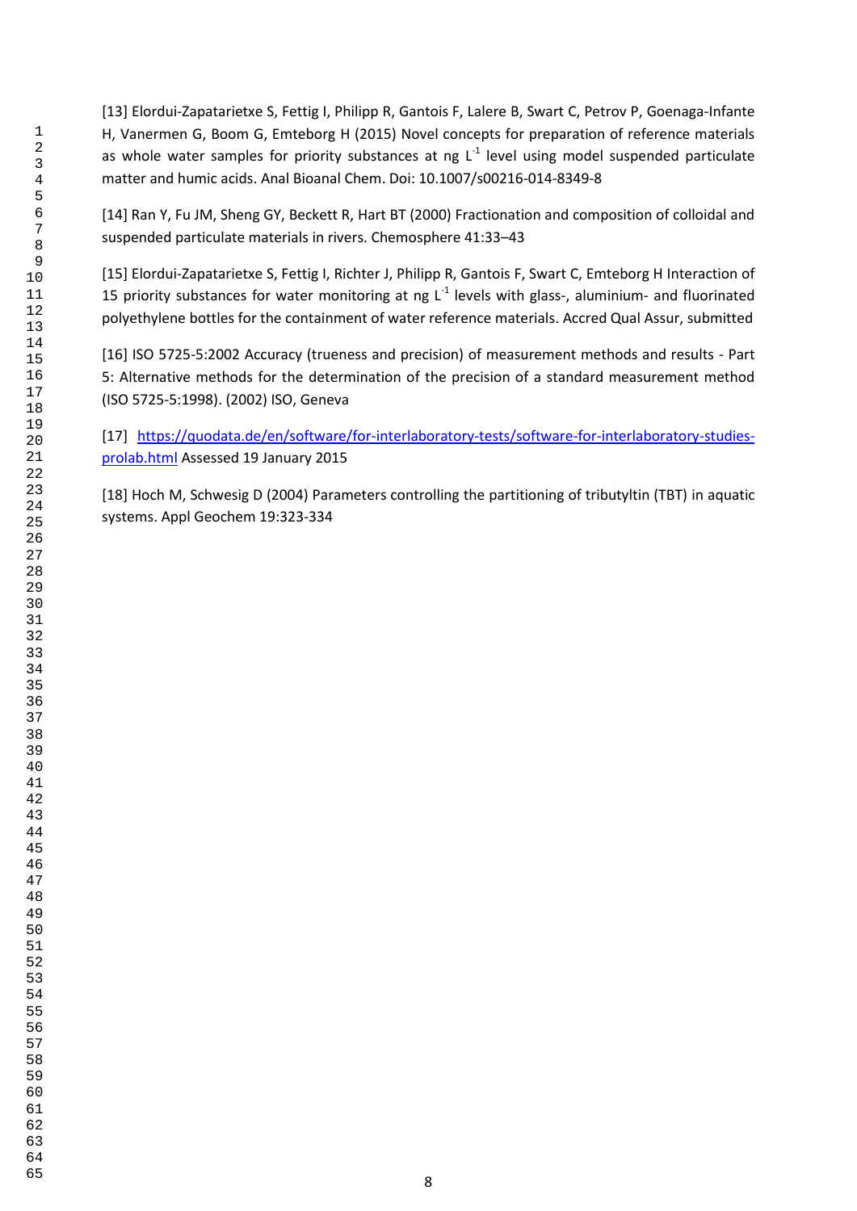[13] Elordui-Zapatarietxe S, Fettig I, Philipp R, Gantois F, Lalere B, Swart C, Petrov P, Goenaga-Infante H, Vanermen G, Boom G, Emteborg H (2015) Novel concepts for preparation of reference materials as whole water samples for priority substances at ng $L^{-1}$ level using model suspended particulate matter and humic acids. Anal Bioanal Chem. Doi: 10.1007/s00216-014-8349-8

[14] Ran Y, Fu JM, Sheng GY, Beckett R, Hart BT (2000) Fractionation and composition of colloidal and suspended particulate materials in rivers. Chemosphere 41:33–43

[15] Elordui-Zapatarietxe S, Fettig I, Richter J, Philipp R, Gantois F, Swart C, Emteborg H Interaction of 15 priority substances for water monitoring at ng $L^{-1}$ levels with glass-, aluminium- and fluorinated polyethylene bottles for the containment of water reference materials. Accred Qual Assur, submitted

[16] ISO 5725-5:2002 Accuracy (trueness and precision) of measurement methods and results - Part 5: Alternative methods for the determination of the precision of a standard measurement method (ISO 5725-5:1998). (2002) ISO, Geneva

[17] https://quodata.de/en/software/for-interlaboratory-tests/software-for-interlaboratory-studies-prolab.html Assessed 19 January 2015

[18] Hoch M, Schwesig D (2004) Parameters controlling the partitioning of tributyltin (TBT) in aquatic systems. Appl Geochem 19:323-334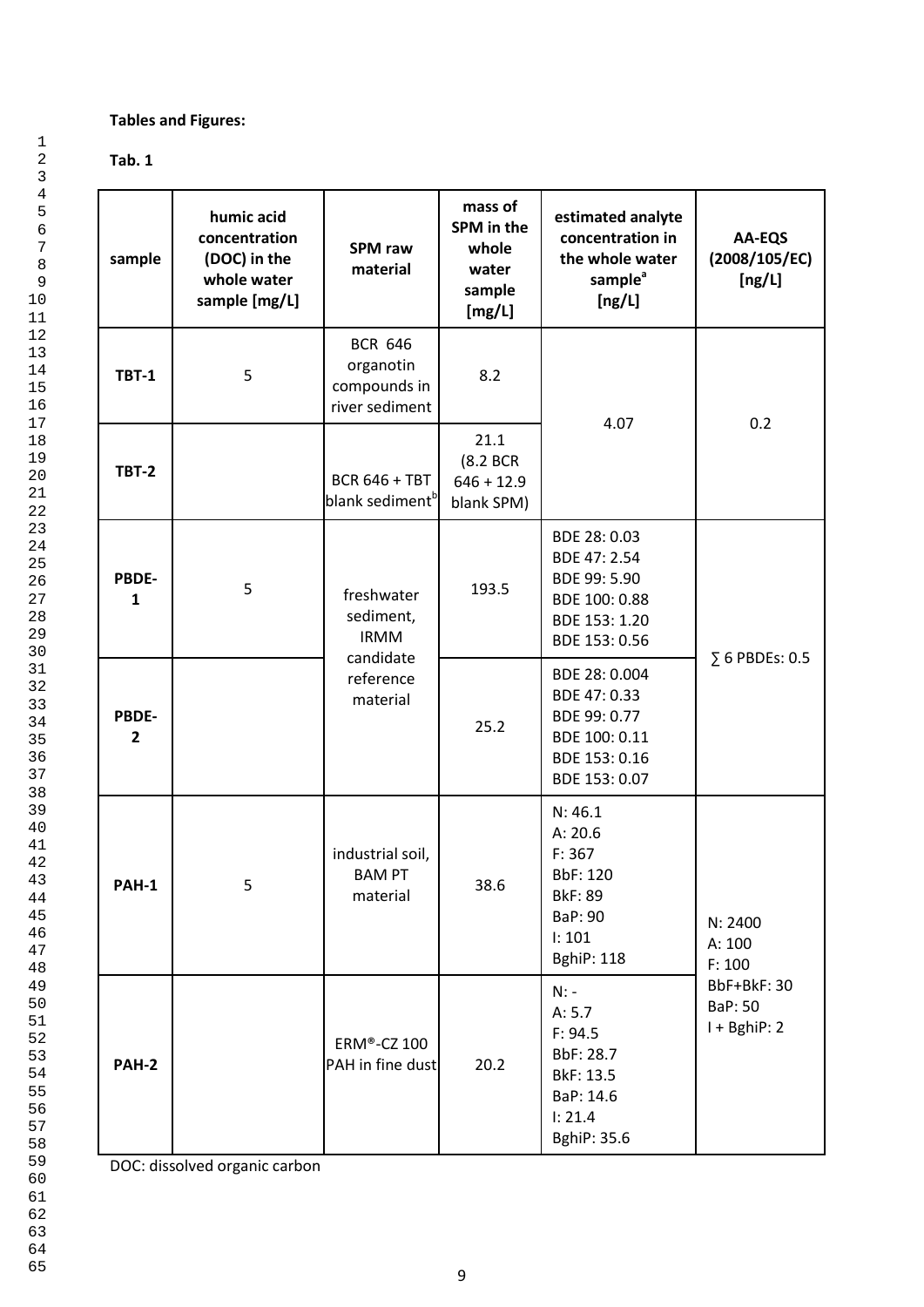**Tables and Figures:**

**Tab. 1**

| sample | humic acid concentration (DOC) in the whole water sample [mg/L] | SPM raw material | mass of SPM in the whole water sample [mg/L] | estimated analyte concentration in the whole water sample[a] [ng/L] | AA-EQS (2008/105/EC) [ng/L] |
|---|---|---|---|---|---|
| **TBT-1** | 5 | BCR 646 organotin compounds in river sediment | 8.2 | 4.07 | 0.2 |
| **TBT-2** | | BCR 646 + TBT blank sediment[b] | 21.1 (8.2 BCR 646 + 12.9 blank SPM) | | |
| **PBDE-1** | 5 | freshwater sediment, IRMM candidate reference material | 193.5 | BDE 28: 0.03<br>BDE 47: 2.54<br>BDE 99: 5.90<br>BDE 100: 0.88<br>BDE 153: 1.20<br>BDE 153: 0.56 | ∑ 6 PBDEs: 0.5 |
| **PBDE-2** | | | 25.2 | BDE 28: 0.004<br>BDE 47: 0.33<br>BDE 99: 0.77<br>BDE 100: 0.11<br>BDE 153: 0.16<br>BDE 153: 0.07 | |
| **PAH-1** | 5 | industrial soil, BAM PT material | 38.6 | N: 46.1<br>A: 20.6<br>F: 367<br>BbF: 120<br>BkF: 89<br>BaP: 90<br>I: 101<br>BghiP: 118 | N: 2400<br>A: 100<br>F: 100<br>BbF+BkF: 30<br>BaP: 50<br>I + BghiP: 2 |
| **PAH-2** | | ERM®-CZ 100 PAH in fine dust | 20.2 | N: -<br>A: 5.7<br>F: 94.5<br>BbF: 28.7<br>BkF: 13.5<br>BaP: 14.6<br>I: 21.4<br>BghiP: 35.6 | |

DOC: dissolved organic carbon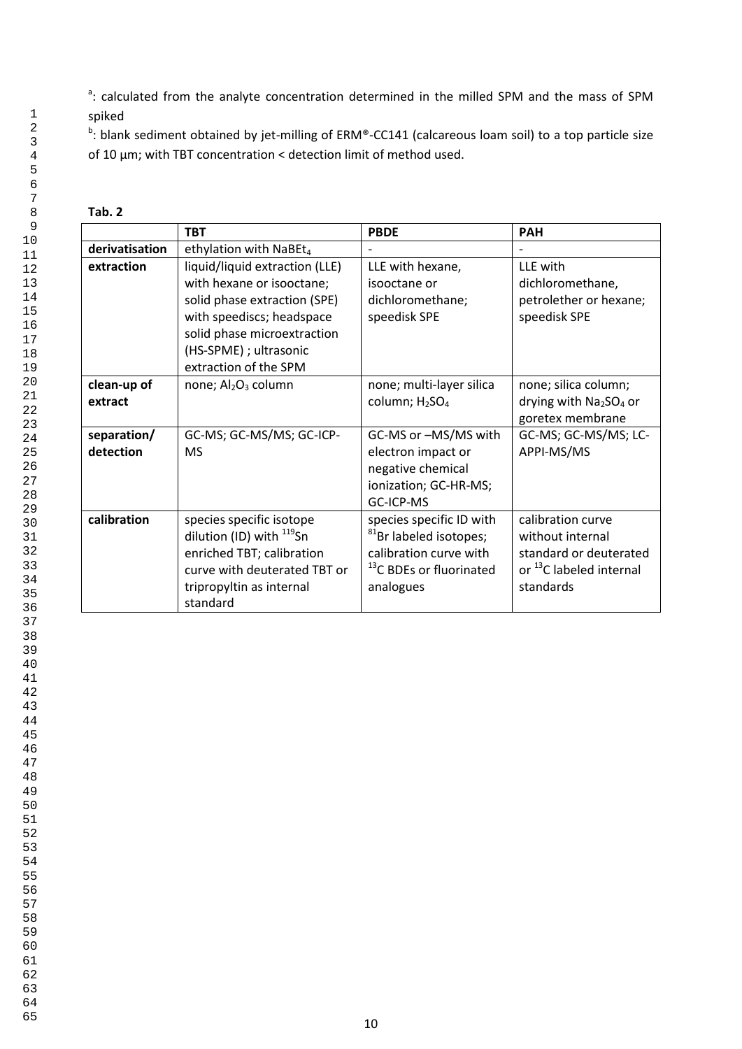[a]: calculated from the analyte concentration determined in the milled SPM and the mass of SPM spiked

[b]: blank sediment obtained by jet-milling of ERM®-CC141 (calcareous loam soil) to a top particle size of 10 µm; with TBT concentration < detection limit of method used.

**Tab. 2**

| | **TBT** | **PBDE** | **PAH** |
|---|---|---|---|
| **derivatisation** | ethylation with $NaBEt_4$ | - | - |
| **extraction** | liquid/liquid extraction (LLE) with hexane or isooctane; solid phase extraction (SPE) with speediscs; headspace solid phase microextraction (HS-SPME) ; ultrasonic extraction of the SPM | LLE with hexane, isooctane or dichloromethane; speedisk SPE | LLE with dichloromethane, petrolether or hexane; speedisk SPE |
| **clean-up of extract** | none; $Al_2O_3$ column | none; multi-layer silica column; $H_2SO_4$ | none; silica column; drying with $Na_2SO_4$ or goretex membrane |
| **separation/ detection** | GC-MS; GC-MS/MS; GC-ICP-MS | GC-MS or –MS/MS with electron impact or negative chemical ionization; GC-HR-MS; GC-ICP-MS | GC-MS; GC-MS/MS; LC-APPI-MS/MS |
| **calibration** | species specific isotope dilution (ID) with $^{119}Sn$ enriched TBT; calibration curve with deuterated TBT or tripropyltin as internal standard | species specific ID with $^{81}Br$ labeled isotopes; calibration curve with $^{13}C$ BDEs or fluorinated analogues | calibration curve without internal standard or deuterated or $^{13}C$ labeled internal standards |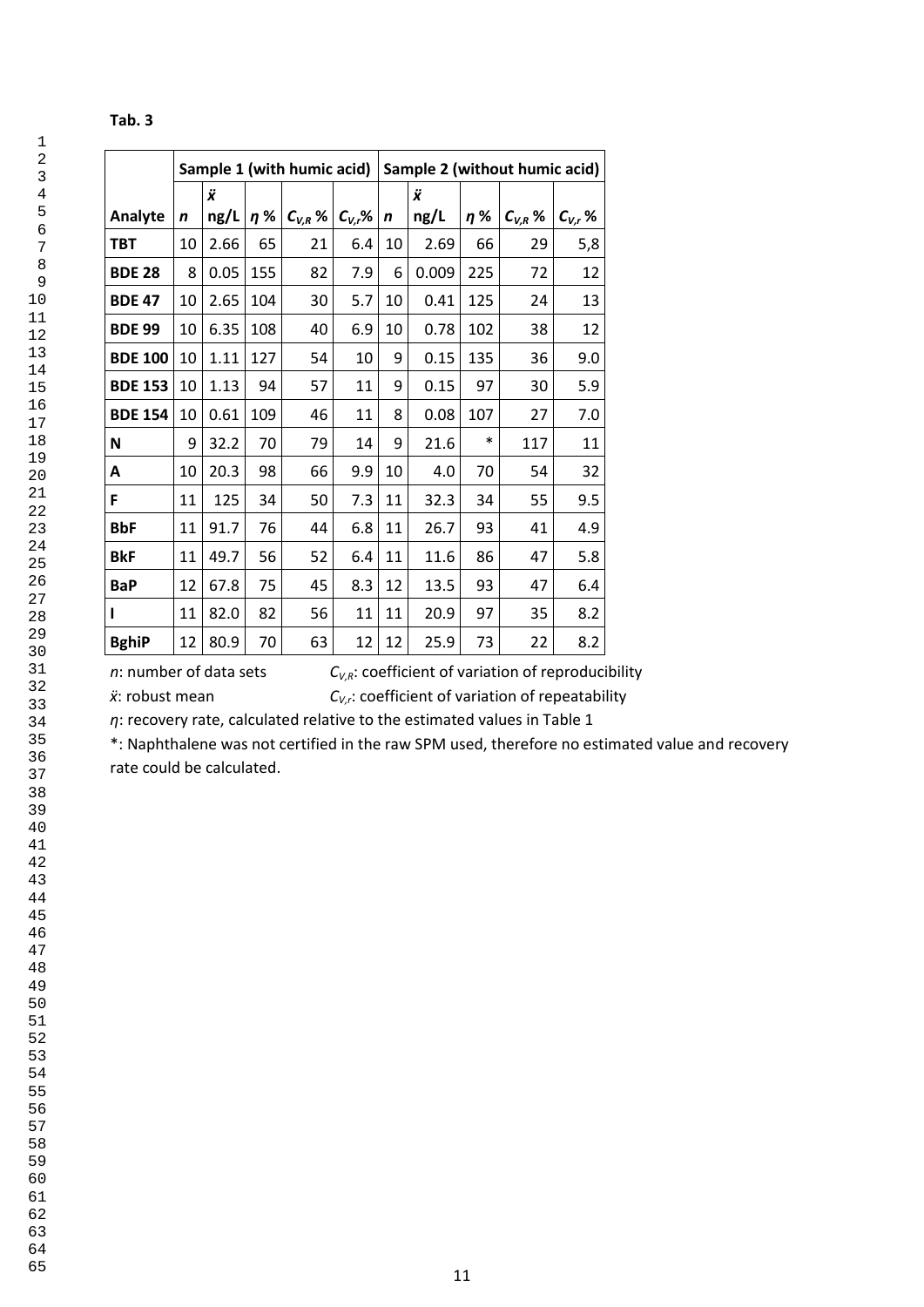**Tab. 3**

| | Sample 1 (with humic acid) | | | | | Sample 2 (without humic acid) | | | | |
|---|---|---|---|---|---|---|---|---|---|---|
| Analyte | $n$ | $\ddot{x}$ ng/L | $\eta$ % | $C_{V,R}$ % | $C_{V,r}$% | $n$ | $\ddot{x}$ ng/L | $\eta$ % | $C_{V,R}$ % | $C_{V,r}$ % |
| **TBT** | 10 | 2.66 | 65 | 21 | 6.4 | 10 | 2.69 | 66 | 29 | 5,8 |
| **BDE 28** | 8 | 0.05 | 155 | 82 | 7.9 | 6 | 0.009 | 225 | 72 | 12 |
| **BDE 47** | 10 | 2.65 | 104 | 30 | 5.7 | 10 | 0.41 | 125 | 24 | 13 |
| **BDE 99** | 10 | 6.35 | 108 | 40 | 6.9 | 10 | 0.78 | 102 | 38 | 12 |
| **BDE 100** | 10 | 1.11 | 127 | 54 | 10 | 9 | 0.15 | 135 | 36 | 9.0 |
| **BDE 153** | 10 | 1.13 | 94 | 57 | 11 | 9 | 0.15 | 97 | 30 | 5.9 |
| **BDE 154** | 10 | 0.61 | 109 | 46 | 11 | 8 | 0.08 | 107 | 27 | 7.0 |
| **N** | 9 | 32.2 | 70 | 79 | 14 | 9 | 21.6 | * | 117 | 11 |
| **A** | 10 | 20.3 | 98 | 66 | 9.9 | 10 | 4.0 | 70 | 54 | 32 |
| **F** | 11 | 125 | 34 | 50 | 7.3 | 11 | 32.3 | 34 | 55 | 9.5 |
| **BbF** | 11 | 91.7 | 76 | 44 | 6.8 | 11 | 26.7 | 93 | 41 | 4.9 |
| **BkF** | 11 | 49.7 | 56 | 52 | 6.4 | 11 | 11.6 | 86 | 47 | 5.8 |
| **BaP** | 12 | 67.8 | 75 | 45 | 8.3 | 12 | 13.5 | 93 | 47 | 6.4 |
| **I** | 11 | 82.0 | 82 | 56 | 11 | 11 | 20.9 | 97 | 35 | 8.2 |
| **BghiP** | 12 | 80.9 | 70 | 63 | 12 | 12 | 25.9 | 73 | 22 | 8.2 |

$n$: number of data sets $C_{V,R}$: coefficient of variation of reproducibility

$\ddot{x}$: robust mean $C_{V,r}$: coefficient of variation of repeatability

$\eta$: recovery rate, calculated relative to the estimated values in Table 1

*: Naphthalene was not certified in the raw SPM used, therefore no estimated value and recovery rate could be calculated.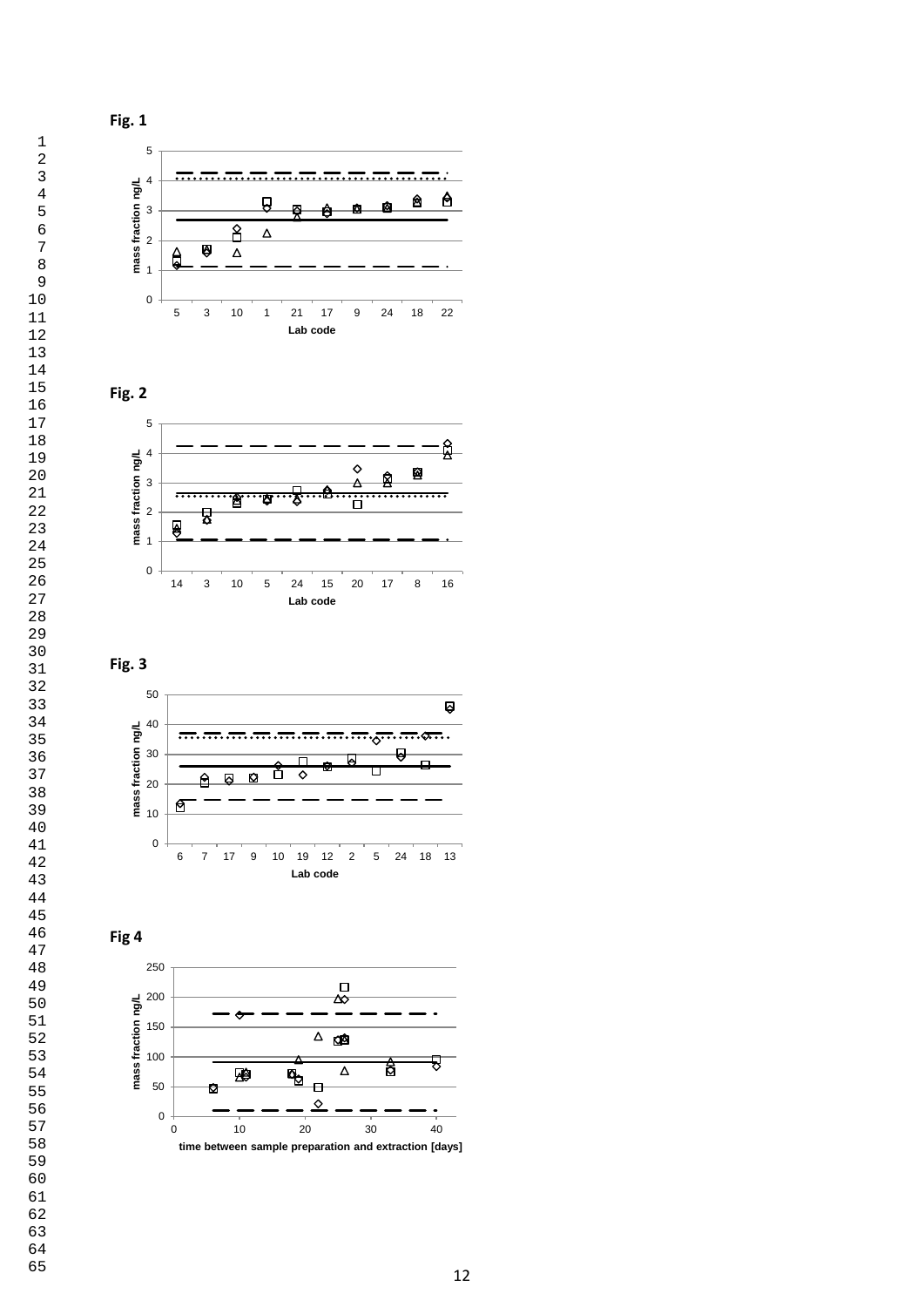Fig. 1

Fig. 2

Fig. 3

Fig 4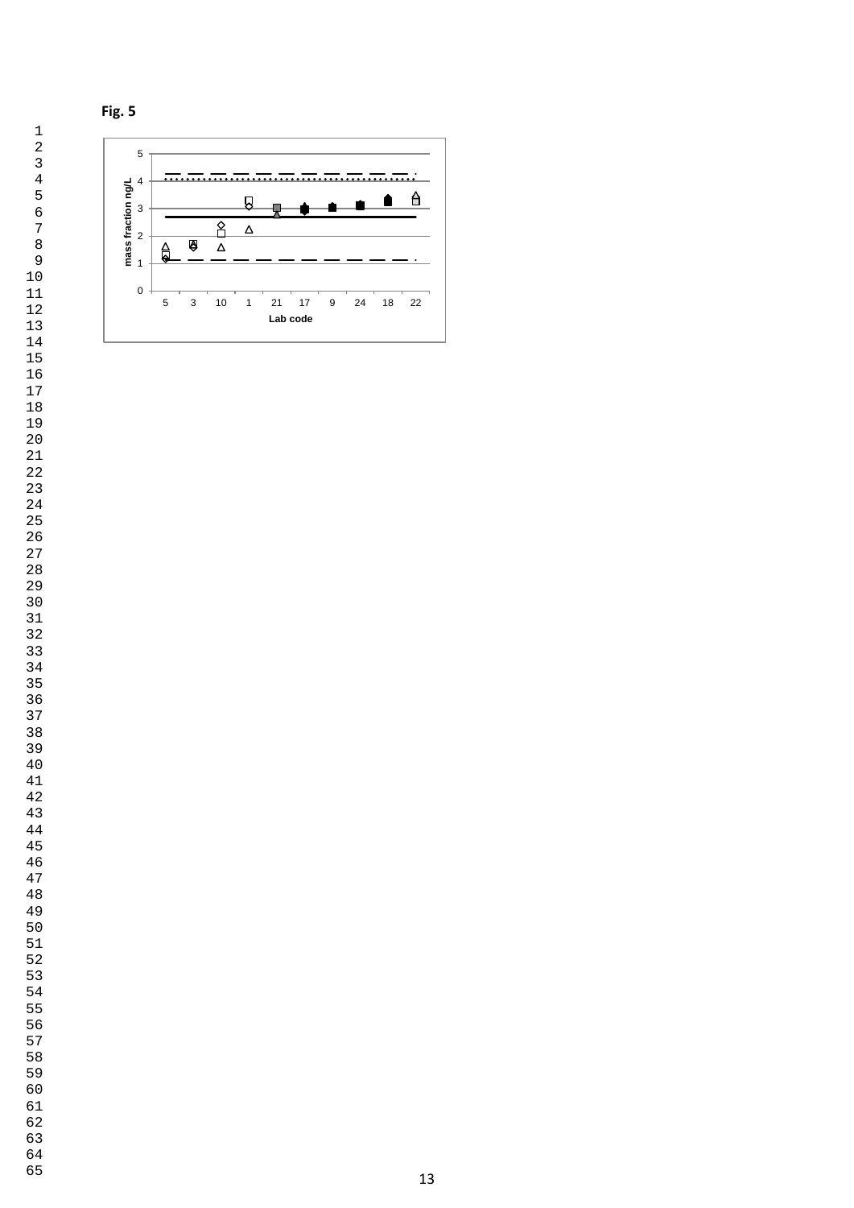**Fig. 5**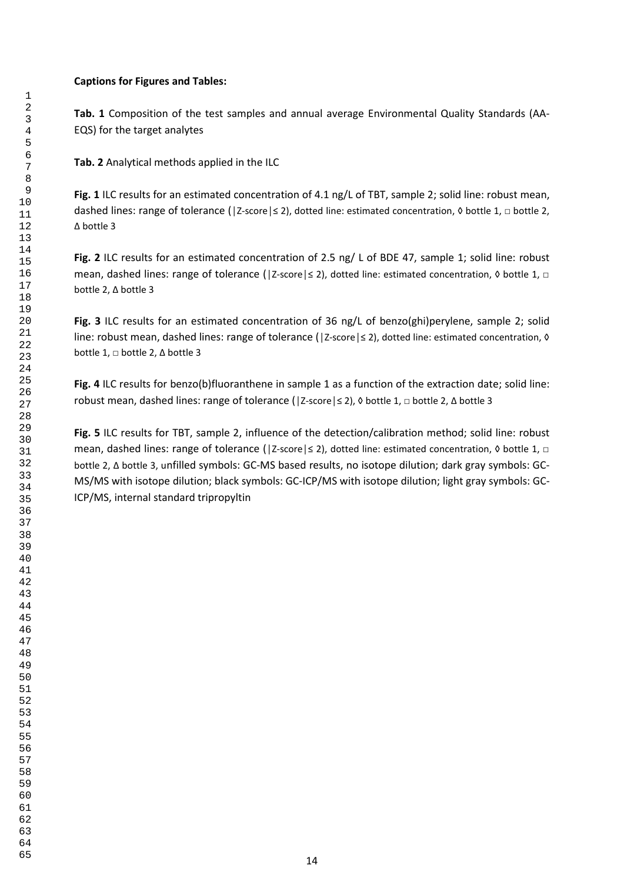**Captions for Figures and Tables:**

**Tab. 1** Composition of the test samples and annual average Environmental Quality Standards (AA-EQS) for the target analytes

**Tab. 2** Analytical methods applied in the ILC

**Fig. 1** ILC results for an estimated concentration of 4.1 ng/L of TBT, sample 2; solid line: robust mean, dashed lines: range of tolerance (|Z-score|≤ 2), dotted line: estimated concentration, ◊ bottle 1, □ bottle 2, Δ bottle 3

**Fig. 2** ILC results for an estimated concentration of 2.5 ng/ L of BDE 47, sample 1; solid line: robust mean, dashed lines: range of tolerance (|Z-score|≤ 2), dotted line: estimated concentration, ◊ bottle 1, □ bottle 2, Δ bottle 3

**Fig. 3** ILC results for an estimated concentration of 36 ng/L of benzo(ghi)perylene, sample 2; solid line: robust mean, dashed lines: range of tolerance (|Z-score|≤ 2), dotted line: estimated concentration, ◊ bottle 1, □ bottle 2, Δ bottle 3

**Fig. 4** ILC results for benzo(b)fluoranthene in sample 1 as a function of the extraction date; solid line: robust mean, dashed lines: range of tolerance (|Z-score|≤ 2), ◊ bottle 1, □ bottle 2, Δ bottle 3

**Fig. 5** ILC results for TBT, sample 2, influence of the detection/calibration method; solid line: robust mean, dashed lines: range of tolerance (|Z-score|≤ 2), dotted line: estimated concentration, ◊ bottle 1, □ bottle 2, Δ bottle 3, unfilled symbols: GC-MS based results, no isotope dilution; dark gray symbols: GC-MS/MS with isotope dilution; black symbols: GC-ICP/MS with isotope dilution; light gray symbols: GC-ICP/MS, internal standard tripropyltin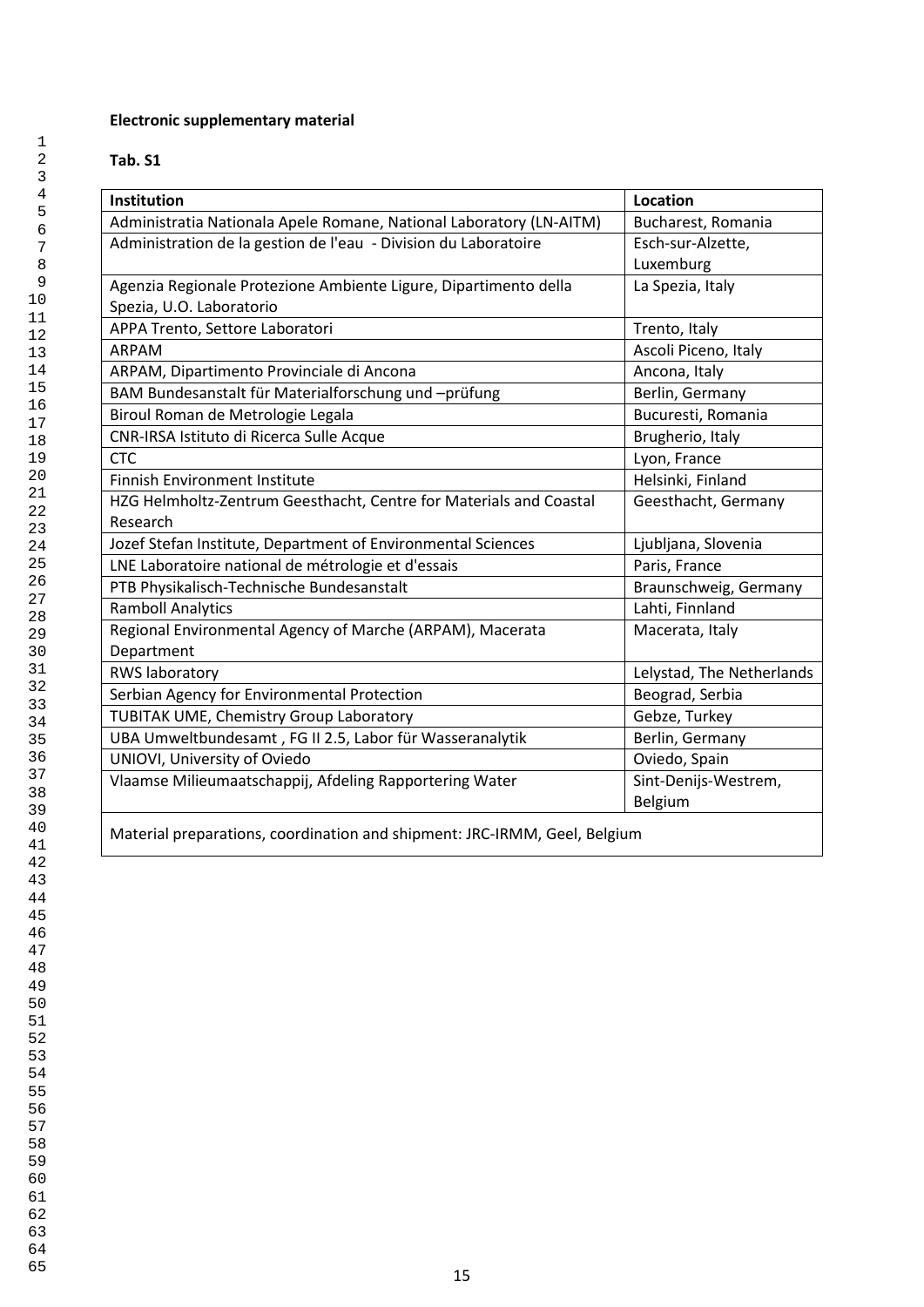**Electronic supplementary material**

**Tab. S1**

| Institution | Location |
|---|---|
| Administratia Nationala Apele Romane, National Laboratory (LN-AITM) | Bucharest, Romania |
| Administration de la gestion de l'eau - Division du Laboratoire | Esch-sur-Alzette, Luxemburg |
| Agenzia Regionale Protezione Ambiente Ligure, Dipartimento della Spezia, U.O. Laboratorio | La Spezia, Italy |
| APPA Trento, Settore Laboratori | Trento, Italy |
| ARPAM | Ascoli Piceno, Italy |
| ARPAM, Dipartimento Provinciale di Ancona | Ancona, Italy |
| BAM Bundesanstalt für Materialforschung und –prüfung | Berlin, Germany |
| Biroul Roman de Metrologie Legala | Bucuresti, Romania |
| CNR-IRSA Istituto di Ricerca Sulle Acque | Brugherio, Italy |
| CTC | Lyon, France |
| Finnish Environment Institute | Helsinki, Finland |
| HZG Helmholtz-Zentrum Geesthacht, Centre for Materials and Coastal Research | Geesthacht, Germany |
| Jozef Stefan Institute, Department of Environmental Sciences | Ljubljana, Slovenia |
| LNE Laboratoire national de métrologie et d'essais | Paris, France |
| PTB Physikalisch-Technische Bundesanstalt | Braunschweig, Germany |
| Ramboll Analytics | Lahti, Finnland |
| Regional Environmental Agency of Marche (ARPAM), Macerata Department | Macerata, Italy |
| RWS laboratory | Lelystad, The Netherlands |
| Serbian Agency for Environmental Protection | Beograd, Serbia |
| TUBITAK UME, Chemistry Group Laboratory | Gebze, Turkey |
| UBA Umweltbundesamt , FG II 2.5, Labor für Wasseranalytik | Berlin, Germany |
| UNIOVI, University of Oviedo | Oviedo, Spain |
| Vlaamse Milieumaatschappij, Afdeling Rapportering Water | Sint-Denijs-Westrem, Belgium |
| Material preparations, coordination and shipment: JRC-IRMM, Geel, Belgium | |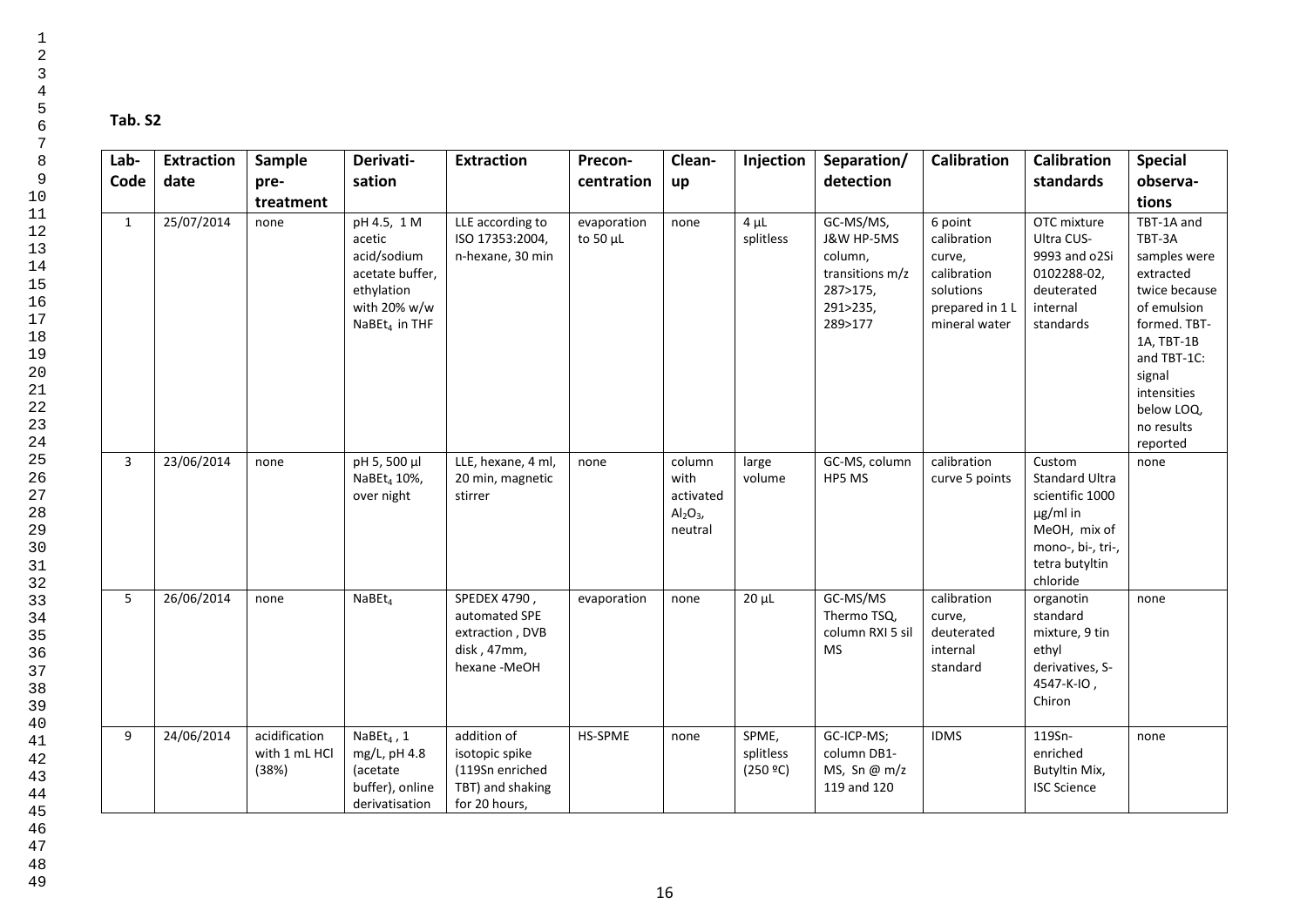**Tab. S2**

| Lab-Code | Extraction date | Sample pre-treatment | Derivati-sation | Extraction | Precon-centration | Clean-up | Injection | Separation/ detection | Calibration | Calibration standards | Special observa-tions |
|---|---|---|---|---|---|---|---|---|---|---|---|
| 1 | 25/07/2014 | none | pH 4.5, 1 M acetic acid/sodium acetate buffer, ethylation with 20% w/w $NaBEt_4$ in THF | LLE according to ISO 17353:2004, n-hexane, 30 min | evaporation to 50 µL | none | 4 µL splitless | GC-MS/MS, J&W HP-5MS column, transitions m/z 287>175, 291>235, 289>177 | 6 point calibration curve, calibration solutions prepared in 1 L mineral water | OTC mixture Ultra CUS-9993 and o2Si 0102288-02, deuterated internal standards | TBT-1A and TBT-3A samples were extracted twice because of emulsion formed. TBT-1A, TBT-1B and TBT-1C: signal intensities below LOQ, no results reported |
| 3 | 23/06/2014 | none | pH 5, 500 µl $NaBEt_4$ 10%, over night | LLE, hexane, 4 ml, 20 min, magnetic stirrer | none | column with activated $Al_2O_3$, neutral | large volume | GC-MS, column HP5 MS | calibration curve 5 points | Custom Standard Ultra scientific 1000 µg/ml in MeOH, mix of mono-, bi-, tri-, tetra butyltin chloride | none |
| 5 | 26/06/2014 | none | $NaBEt_4$ | SPEDEX 4790 , automated SPE extraction , DVB disk , 47mm, hexane -MeOH | evaporation | none | 20 µL | GC-MS/MS Thermo TSQ, column RXI 5 sil MS | calibration curve, deuterated internal standard | organotin standard mixture, 9 tin ethyl derivatives, S-4547-K-IO , Chiron | none |
| 9 | 24/06/2014 | acidification with 1 mL HCl (38%) | $NaBEt_4$ , 1 mg/L, pH 4.8 (acetate buffer), online derivatisation | addition of isotopic spike (119Sn enriched TBT) and shaking for 20 hours, | HS-SPME | none | SPME, splitless (250 ºC) | GC-ICP-MS; column DB1-MS, Sn @ m/z 119 and 120 | IDMS | 119Sn-enriched Butyltin Mix, ISC Science | none |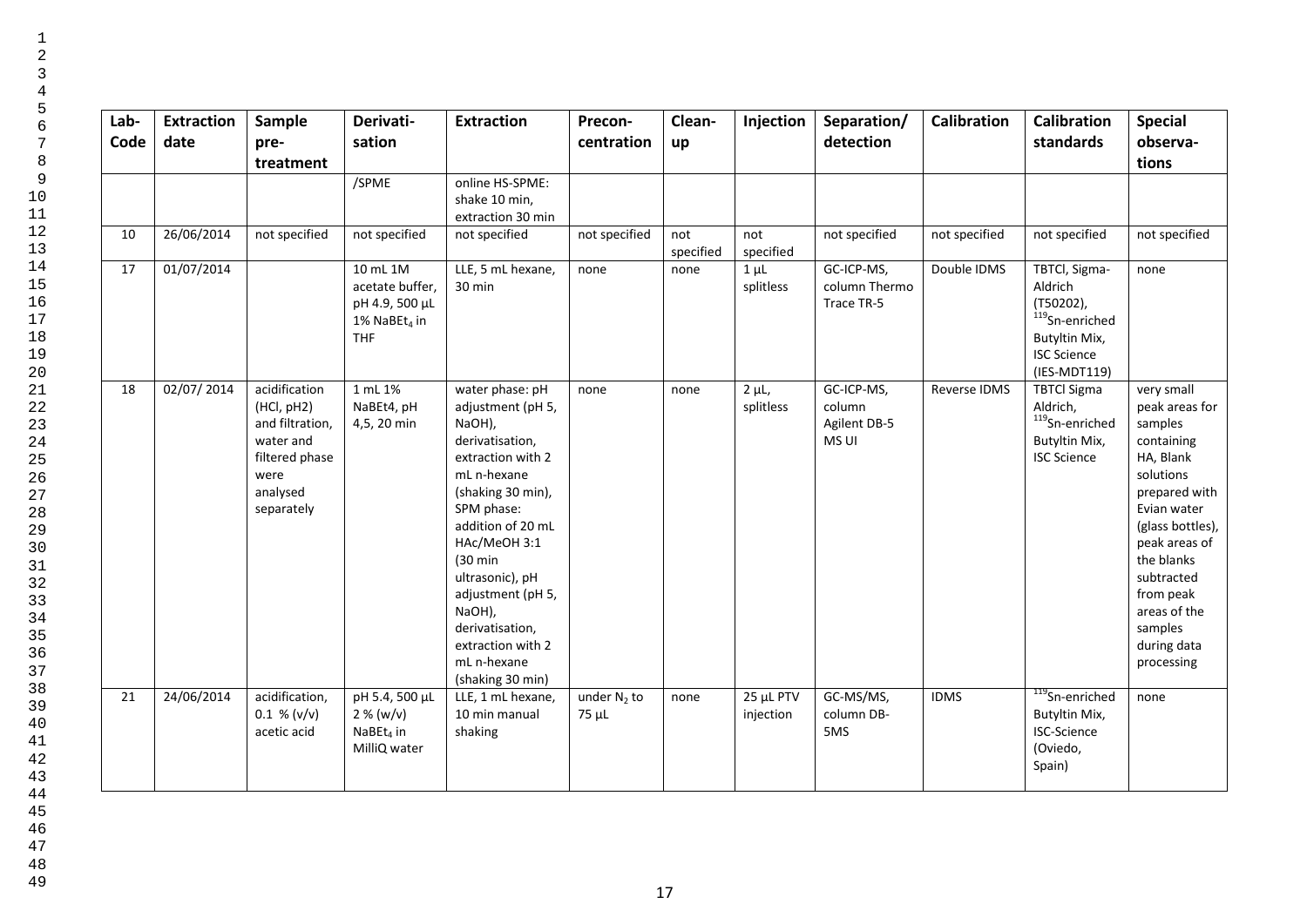| Lab-Code | Extraction date | Sample pre-treatment | Derivati-sation | Extraction | Precon-centration | Clean-up | Injection | Separation/ detection | Calibration | Calibration standards | Special observa-tions |
|---|---|---|---|---|---|---|---|---|---|---|---|
| | | | /SPME | online HS-SPME: shake 10 min, extraction 30 min | | | | | | | |
| 10 | 26/06/2014 | not specified | not specified | not specified | not specified | not specified | not specified | not specified | not specified | not specified | not specified |
| 17 | 01/07/2014 | | 10 mL 1M acetate buffer, pH 4.9, 500 µL 1% $NaBEt_4$ in THF | LLE, 5 mL hexane, 30 min | none | none | 1 µL splitless | GC-ICP-MS, column Thermo Trace TR-5 | Double IDMS | TBTCl, Sigma-Aldrich (T50202), $^{119}$Sn-enriched Butyltin Mix, ISC Science (IES-MDT119) | none |
| 18 | 02/07/ 2014 | acidification (HCl, pH2) and filtration, water and filtered phase were analysed separately | 1 mL 1% NaBEt4, pH 4,5, 20 min | water phase: pH adjustment (pH 5, NaOH), derivatisation, extraction with 2 mL n-hexane (shaking 30 min), SPM phase: addition of 20 mL HAc/MeOH 3:1 (30 min ultrasonic), pH adjustment (pH 5, NaOH), derivatisation, extraction with 2 mL n-hexane (shaking 30 min) | none | none | 2 µL, splitless | GC-ICP-MS, column Agilent DB-5 MS UI | Reverse IDMS | TBTCl Sigma Aldrich, $^{119}$Sn-enriched Butyltin Mix, ISC Science | very small peak areas for samples containing HA, Blank solutions prepared with Evian water (glass bottles), peak areas of the blanks subtracted from peak areas of the samples during data processing |
| 21 | 24/06/2014 | acidification, 0.1 % (v/v) acetic acid | pH 5.4, 500 µL 2 % (w/v) $NaBEt_4$ in MilliQ water | LLE, 1 mL hexane, 10 min manual shaking | under $N_2$ to 75 µL | none | 25 µL PTV injection | GC-MS/MS, column DB-5MS | IDMS | $^{119}$Sn-enriched Butyltin Mix, ISC-Science (Oviedo, Spain) | none |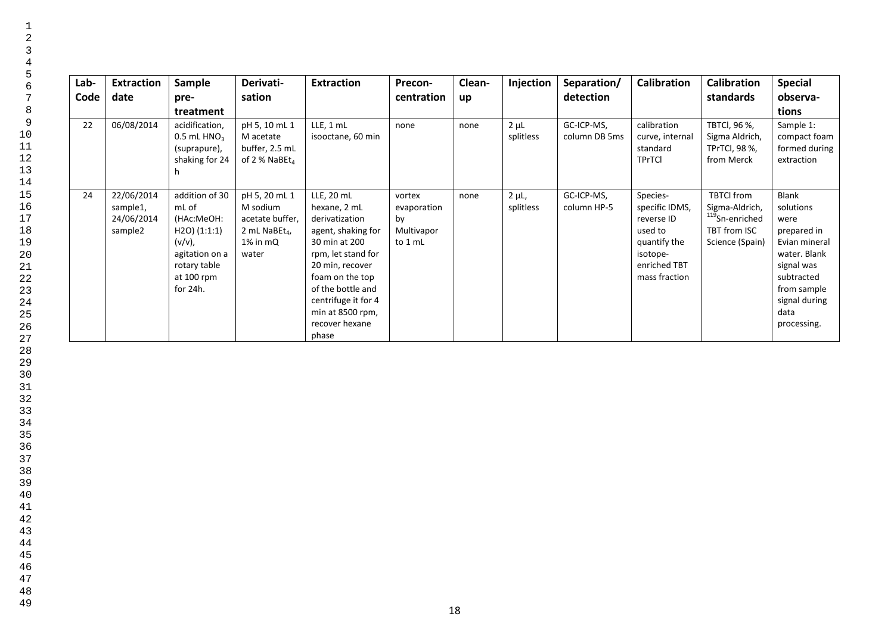| Lab-Code | Extraction date | Sample pre-treatment | Derivati-sation | Extraction | Precon-centration | Clean-up | Injection | Separation/ detection | Calibration | Calibration standards | Special observa-tions |
|---|---|---|---|---|---|---|---|---|---|---|---|
| 22 | 06/08/2014 | acidification, 0.5 mL $HNO_3$ (suprapure), shaking for 24 h | pH 5, 10 mL 1 M acetate buffer, 2.5 mL of 2 % $NaBEt_4$ | LLE, 1 mL isooctane, 60 min | none | none | 2 µL splitless | GC-ICP-MS, column DB 5ms | calibration curve, internal standard TPrTCl | TBTCl, 96 %, Sigma Aldrich, TPrTCl, 98 %, from Merck | Sample 1: compact foam formed during extraction |
| 24 | 22/06/2014 sample1, 24/06/2014 sample2 | addition of 30 mL of (HAc:MeOH: H2O) (1:1:1) (v/v), agitation on a rotary table at 100 rpm for 24h. | pH 5, 20 mL 1 M sodium acetate buffer, 2 mL $NaBEt_4$, 1% in mQ water | LLE, 20 mL hexane, 2 mL derivatization agent, shaking for 30 min at 200 rpm, let stand for 20 min, recover foam on the top of the bottle and centrifuge it for 4 min at 8500 rpm, recover hexane phase | vortex evaporation by Multivapor to 1 mL | none | 2 µL, splitless | GC-ICP-MS, column HP-5 | Species-specific IDMS, reverse ID used to quantify the isotope-enriched TBT mass fraction | TBTCl from Sigma-Aldrich, $^{119}$Sn-enriched TBT from ISC Science (Spain) | Blank solutions were prepared in Evian mineral water. Blank signal was subtracted from sample signal during data processing. |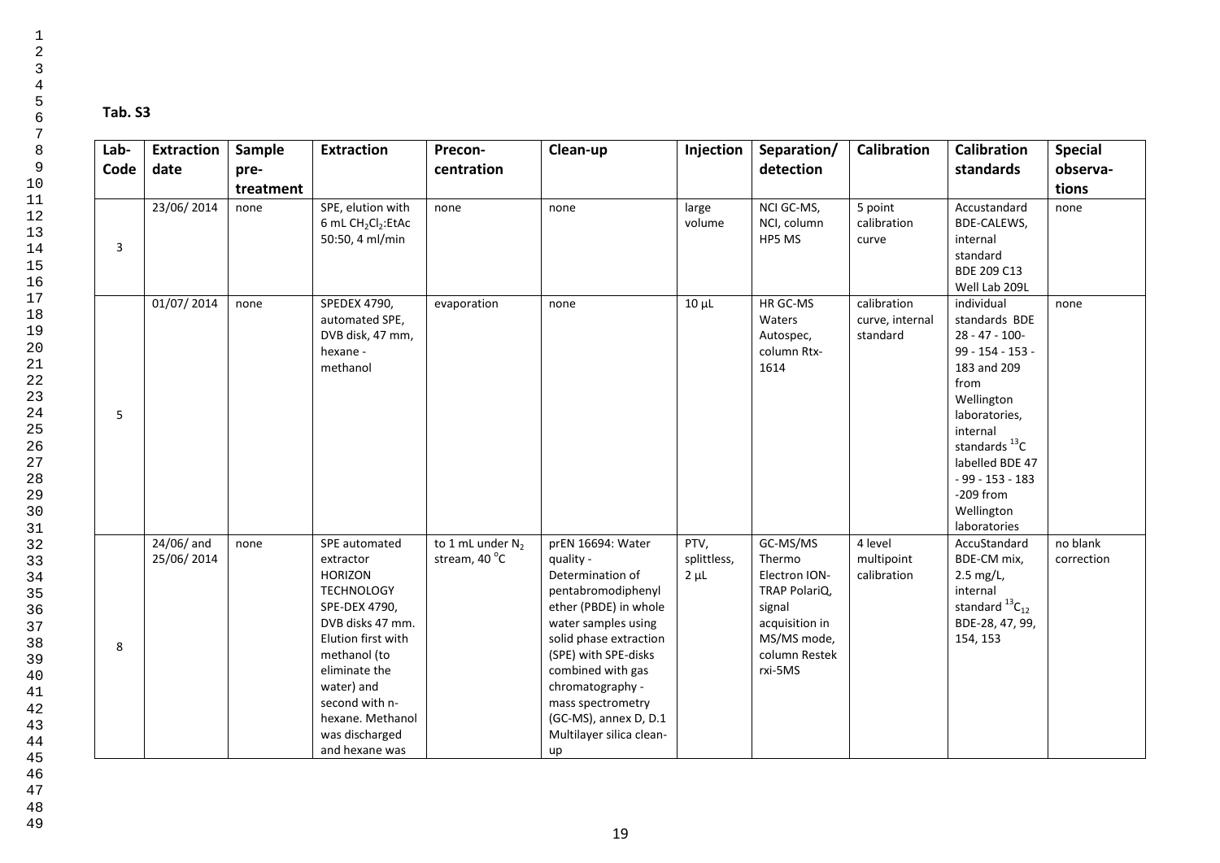**Tab. S3**

| Lab-Code | Extraction date | Sample pre-treatment | Extraction | Precon-centration | Clean-up | Injection | Separation/ detection | Calibration | Calibration standards | Special observa-tions |
|---|---|---|---|---|---|---|---|---|---|---|
| 3 | 23/06/ 2014 | none | SPE, elution with 6 mL $CH_2Cl_2$:EtAc 50:50, 4 ml/min | none | none | large volume | NCI GC-MS, NCI, column HP5 MS | 5 point calibration curve | Accustandard BDE-CALEWS, internal standard BDE 209 C13 Well Lab 209L | none |
| 5 | 01/07/ 2014 | none | SPEDEX 4790, automated SPE, DVB disk, 47 mm, hexane - methanol | evaporation | none | 10 µL | HR GC-MS Waters Autospec, column Rtx-1614 | calibration curve, internal standard | individual standards BDE 28 - 47 - 100- 99 - 154 - 153 - 183 and 209 from Wellington laboratories, internal standards $^{13}C$ labelled BDE 47 - 99 - 153 - 183 -209 from Wellington laboratories | none |
| 8 | 24/06/ and 25/06/ 2014 | none | SPE automated extractor HORIZON TECHNOLOGY SPE-DEX 4790, DVB disks 47 mm. Elution first with methanol (to eliminate the water) and second with n-hexane. Methanol was discharged and hexane was | to 1 mL under $N_2$ stream, 40 °C | prEN 16694: Water quality - Determination of pentabromodiphenyl ether (PBDE) in whole water samples using solid phase extraction (SPE) with SPE-disks combined with gas chromatography - mass spectrometry (GC-MS), annex D, D.1 Multilayer silica clean-up | PTV, splittless, 2 µL | GC-MS/MS Thermo Electron ION-TRAP PolariQ, signal acquisition in MS/MS mode, column Restek rxi-5MS | 4 level multipoint calibration | AccuStandard BDE-CM mix, 2.5 mg/L, internal standard $^{13}C_{12}$ BDE-28, 47, 99, 154, 153 | no blank correction |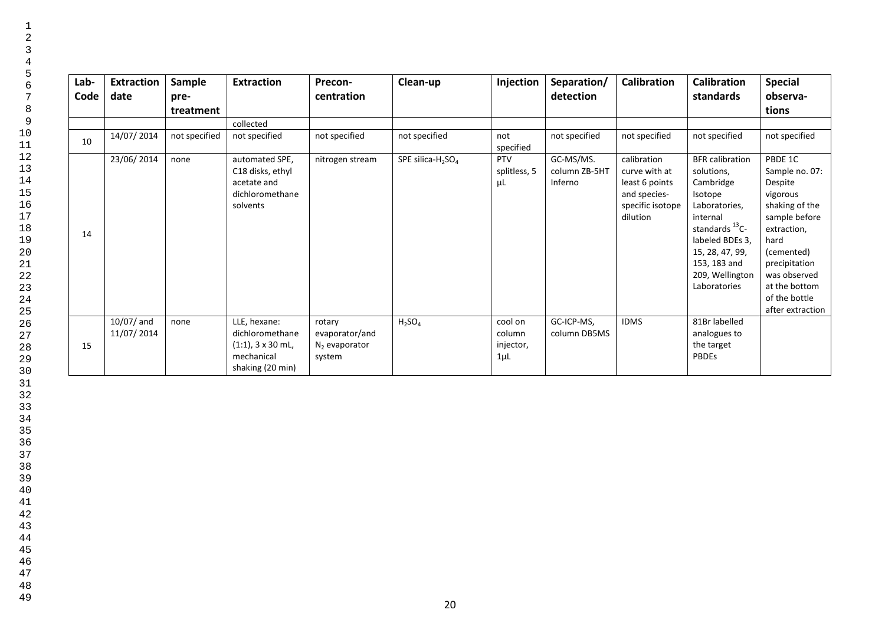| Lab-Code | Extraction date | Sample pre-treatment | Extraction | Precon-centration | Clean-up | Injection | Separation/ detection | Calibration | Calibration standards | Special observa-tions |
|---|---|---|---|---|---|---|---|---|---|---|
| | | | collected | | | | | | | |
| 10 | 14/07/ 2014 | not specified | not specified | not specified | not specified | not specified | not specified | not specified | not specified | not specified |
| 14 | 23/06/ 2014 | none | automated SPE, C18 disks, ethyl acetate and dichloromethane solvents | nitrogen stream | SPE silica-$H_2SO_4$ | PTV splitless, 5 µL | GC-MS/MS. column ZB-5HT Inferno | calibration curve with at least 6 points and species-specific isotope dilution | BFR calibration solutions, Cambridge Isotope Laboratories, internal standards $^{13}$C-labeled BDEs 3, 15, 28, 47, 99, 153, 183 and 209, Wellington Laboratories | PBDE 1C Sample no. 07: Despite vigorous shaking of the sample before extraction, hard (cemented) precipitation was observed at the bottom of the bottle after extraction |
| 15 | 10/07/ and 11/07/ 2014 | none | LLE, hexane: dichloromethane (1:1), 3 x 30 mL, mechanical shaking (20 min) | rotary evaporator/and $N_2$ evaporator system | $H_2SO_4$ | cool on column injector, 1µL | GC-ICP-MS, column DB5MS | IDMS | 81Br labelled analogues to the target PBDEs | |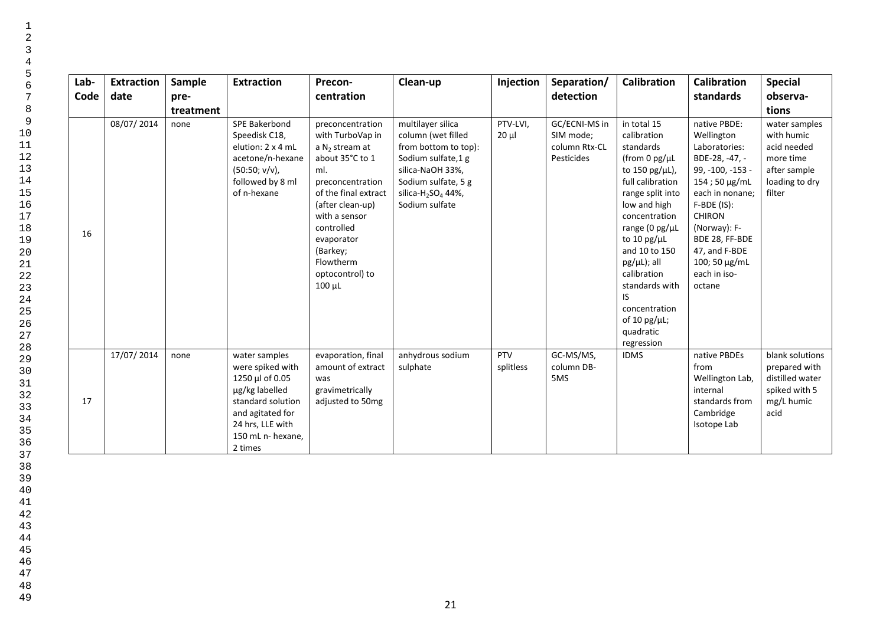| Lab-Code | Extraction date | Sample pre-treatment | Extraction | Precon-centration | Clean-up | Injection | Separation/ detection | Calibration | Calibration standards | Special observa-tions |
|---|---|---|---|---|---|---|---|---|---|---|
| 16 | 08/07/ 2014 | none | SPE Bakerbond Speedisk C18, elution: 2 x 4 mL acetone/n-hexane (50:50; v/v), followed by 8 ml of n-hexane | preconcentration with TurboVap in a $N_2$ stream at about 35°C to 1 ml. preconcentration of the final extract (after clean-up) with a sensor controlled evaporator (Barkey; Flowtherm optocontrol) to 100 µL | multilayer silica column (wet filled from bottom to top): Sodium sulfate,1 g silica-NaOH 33%, Sodium sulfate, 5 g silica-$H_2SO_4$ 44%, Sodium sulfate | PTV-LVI, 20 µl | GC/ECNI-MS in SIM mode; column Rtx-CL Pesticides | in total 15 calibration standards (from 0 pg/µL to 150 pg/µL), full calibration range split into low and high concentration range (0 pg/µL to 10 pg/µL and 10 to 150 pg/µL); all calibration standards with IS concentration of 10 pg/µL; quadratic regression | native PBDE: Wellington Laboratories: BDE-28, -47, -99, -100, -153 -154 ; 50 µg/mL each in nonane; F-BDE (IS): CHIRON (Norway): F-BDE 28, FF-BDE 47, and F-BDE 100; 50 µg/mL each in iso-octane | water samples with humic acid needed more time after sample loading to dry filter |
| 17 | 17/07/ 2014 | none | water samples were spiked with 1250 µl of 0.05 µg/kg labelled standard solution and agitated for 24 hrs, LLE with 150 mL n- hexane, 2 times | evaporation, final amount of extract was gravimetrically adjusted to 50mg | anhydrous sodium sulphate | PTV splitless | GC-MS/MS, column DB-5MS | IDMS | native PBDEs from Wellington Lab, internal standards from Cambridge Isotope Lab | blank solutions prepared with distilled water spiked with 5 mg/L humic acid |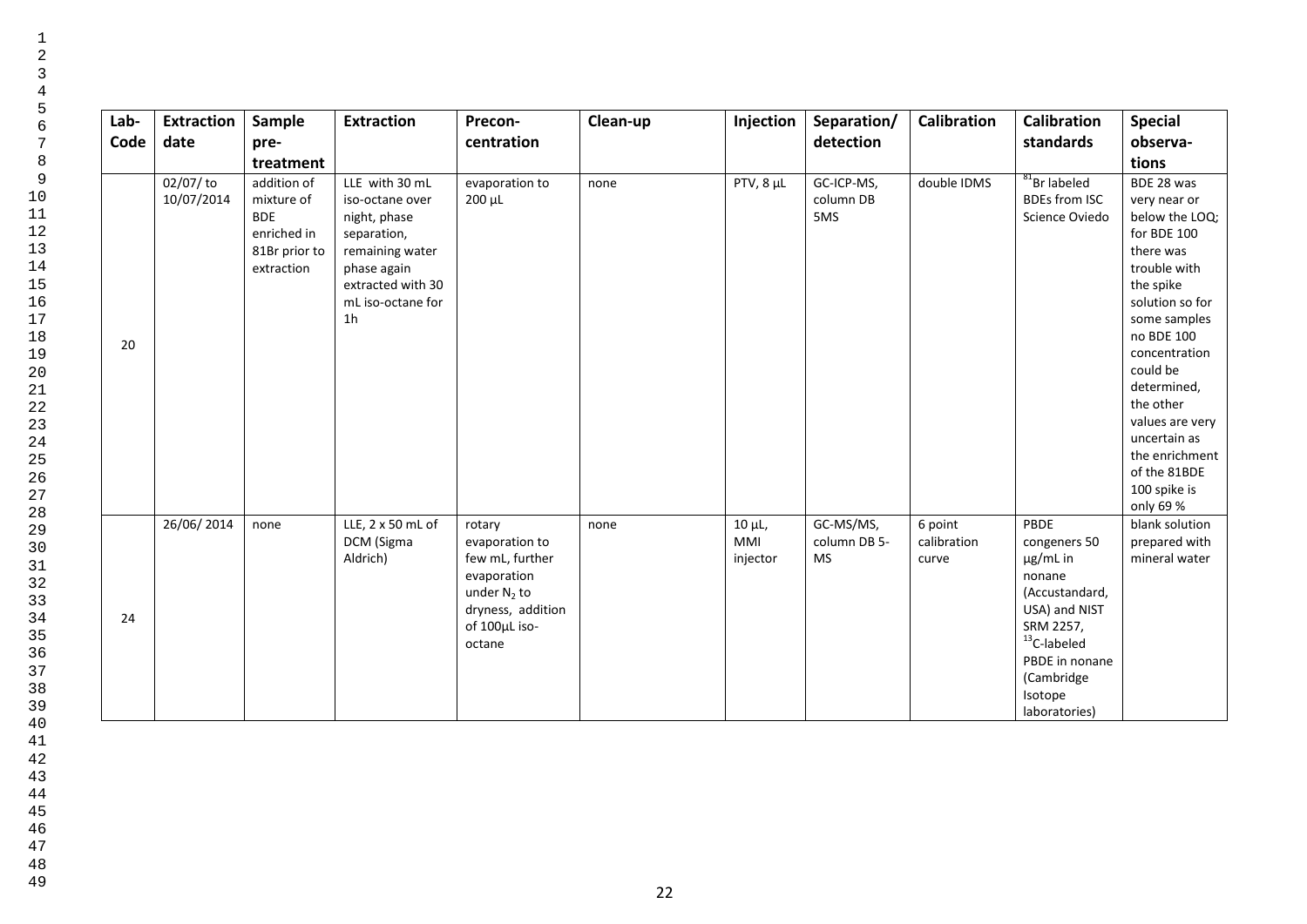| Lab-Code | Extraction date | Sample pre-treatment | Extraction | Precon-centration | Clean-up | Injection | Separation/ detection | Calibration | Calibration standards | Special observa-tions |
|---|---|---|---|---|---|---|---|---|---|---|
| 20 | 02/07/ to 10/07/2014 | addition of mixture of BDE enriched in 81Br prior to extraction | LLE with 30 mL iso-octane over night, phase separation, remaining water phase again extracted with 30 mL iso-octane for 1h | evaporation to 200 µL | none | PTV, 8 µL | GC-ICP-MS, column DB 5MS | double IDMS | $^{81}$Br labeled BDEs from ISC Science Oviedo | BDE 28 was very near or below the LOQ; for BDE 100 there was trouble with the spike solution so for some samples no BDE 100 concentration could be determined, the other values are very uncertain as the enrichment of the 81BDE 100 spike is only 69 % |
| 24 | 26/06/ 2014 | none | LLE, 2 x 50 mL of DCM (Sigma Aldrich) | rotary evaporation to few mL, further evaporation under $N_2$ to dryness, addition of 100µL iso-octane | none | 10 µL, MMI injector | GC-MS/MS, column DB 5-MS | 6 point calibration curve | PBDE congeners 50 µg/mL in nonane (Accustandard, USA) and NIST SRM 2257, $^{13}$C-labeled PBDE in nonane (Cambridge Isotope laboratories) | blank solution prepared with mineral water |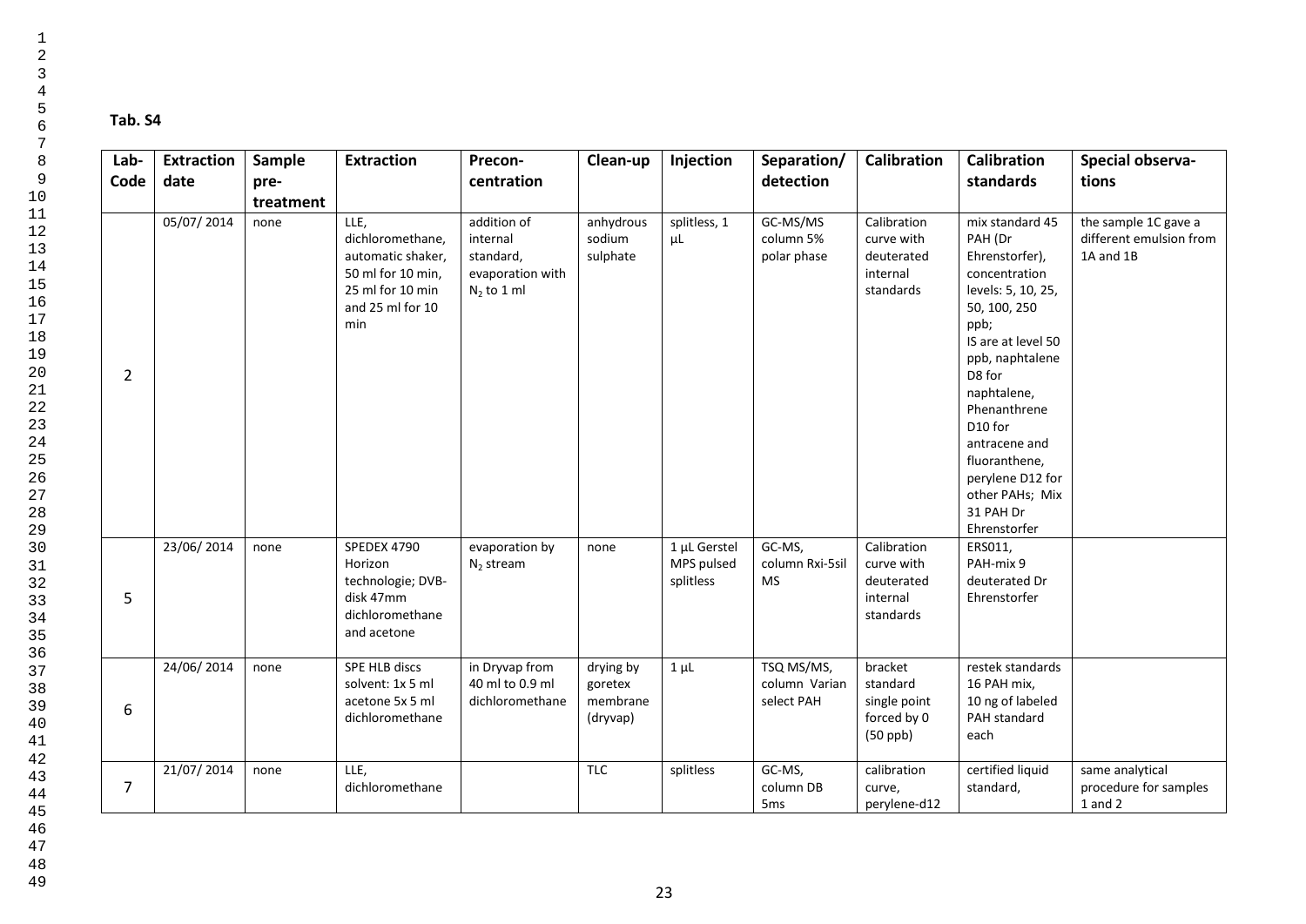**Tab. S4**

| Lab-Code | Extraction date | Sample pre-treatment | Extraction | Precon-centration | Clean-up | Injection | Separation/ detection | Calibration | Calibration standards | Special observa-tions |
|---|---|---|---|---|---|---|---|---|---|---|
| 2 | 05/07/ 2014 | none | LLE, dichloromethane, automatic shaker, 50 ml for 10 min, 25 ml for 10 min and 25 ml for 10 min | addition of internal standard, evaporation with $N_2$ to 1 ml | anhydrous sodium sulphate | splitless, 1 µL | GC-MS/MS column 5% polar phase | Calibration curve with deuterated internal standards | mix standard 45 PAH (Dr Ehrenstorfer), concentration levels: 5, 10, 25, 50, 100, 250 ppb; IS are at level 50 ppb, naphtalene D8 for naphtalene, Phenanthrene D10 for antracene and fluoranthene, perylene D12 for other PAHs; Mix 31 PAH Dr Ehrenstorfer | the sample 1C gave a different emulsion from 1A and 1B |
| 5 | 23/06/ 2014 | none | SPEDEX 4790 Horizon technologie; DVB-disk 47mm dichloromethane and acetone | evaporation by $N_2$ stream | none | 1 µL Gerstel MPS pulsed splitless | GC-MS, column Rxi-5sil MS | Calibration curve with deuterated internal standards | ERS011, PAH-mix 9 deuterated Dr Ehrenstorfer | |
| 6 | 24/06/ 2014 | none | SPE HLB discs solvent: 1x 5 ml acetone 5x 5 ml dichloromethane | in Dryvap from 40 ml to 0.9 ml dichloromethane | drying by goretex membrane (dryvap) | 1 µL | TSQ MS/MS, column Varian select PAH | bracket standard single point forced by 0 (50 ppb) | restek standards 16 PAH mix, 10 ng of labeled PAH standard each | |
| 7 | 21/07/ 2014 | none | LLE, dichloromethane | | TLC | splitless | GC-MS, column DB 5ms | calibration curve, perylene-d12 | certified liquid standard, | same analytical procedure for samples 1 and 2 |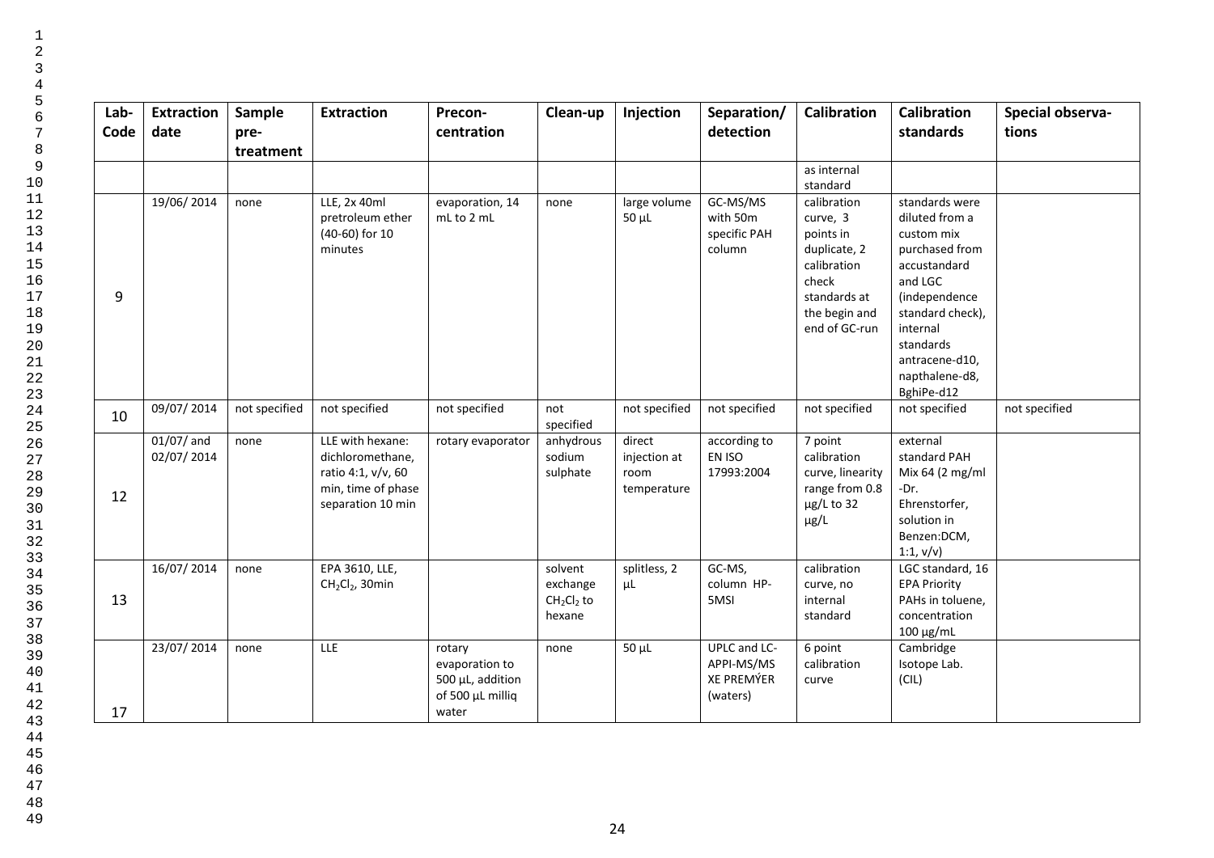| Lab-Code | Extraction date | Sample pre-treatment | Extraction | Precon-centration | Clean-up | Injection | Separation/ detection | Calibration | Calibration standards | Special observa-tions |
|---|---|---|---|---|---|---|---|---|---|---|
| | | | | | | | | as internal standard | | |
| 9 | 19/06/ 2014 | none | LLE, 2x 40ml pretroleum ether (40-60) for 10 minutes | evaporation, 14 mL to 2 mL | none | large volume 50 µL | GC-MS/MS with 50m specific PAH column | calibration curve, 3 points in duplicate, 2 calibration check standards at the begin and end of GC-run | standards were diluted from a custom mix purchased from accustandard and LGC (independence standard check), internal standards antracene-d10, napthalene-d8, BghiPe-d12 | |
| 10 | 09/07/ 2014 | not specified | not specified | not specified | not specified | not specified | not specified | not specified | not specified | not specified |
| 12 | 01/07/ and 02/07/ 2014 | none | LLE with hexane: dichloromethane, ratio 4:1, v/v, 60 min, time of phase separation 10 min | rotary evaporator | anhydrous sodium sulphate | direct injection at room temperature | according to EN ISO 17993:2004 | 7 point calibration curve, linearity range from 0.8 µg/L to 32 µg/L | external standard PAH Mix 64 (2 mg/ml -Dr. Ehrenstorfer, solution in Benzen:DCM, 1:1, v/v) | |
| 13 | 16/07/ 2014 | none | EPA 3610, LLE, $CH_2Cl_2$, 30min | | solvent exchange $CH_2Cl_2$ to hexane | splitless, 2 µL | GC-MS, column HP-5MSI | calibration curve, no internal standard | LGC standard, 16 EPA Priority PAHs in toluene, concentration 100 µg/mL | |
| 17 | 23/07/ 2014 | none | LLE | rotary evaporation to 500 µL, addition of 500 µL milliq water | none | 50 µL | UPLC and LC-APPI-MS/MS XE PREMÝER (waters) | 6 point calibration curve | Cambridge Isotope Lab. (CIL) | |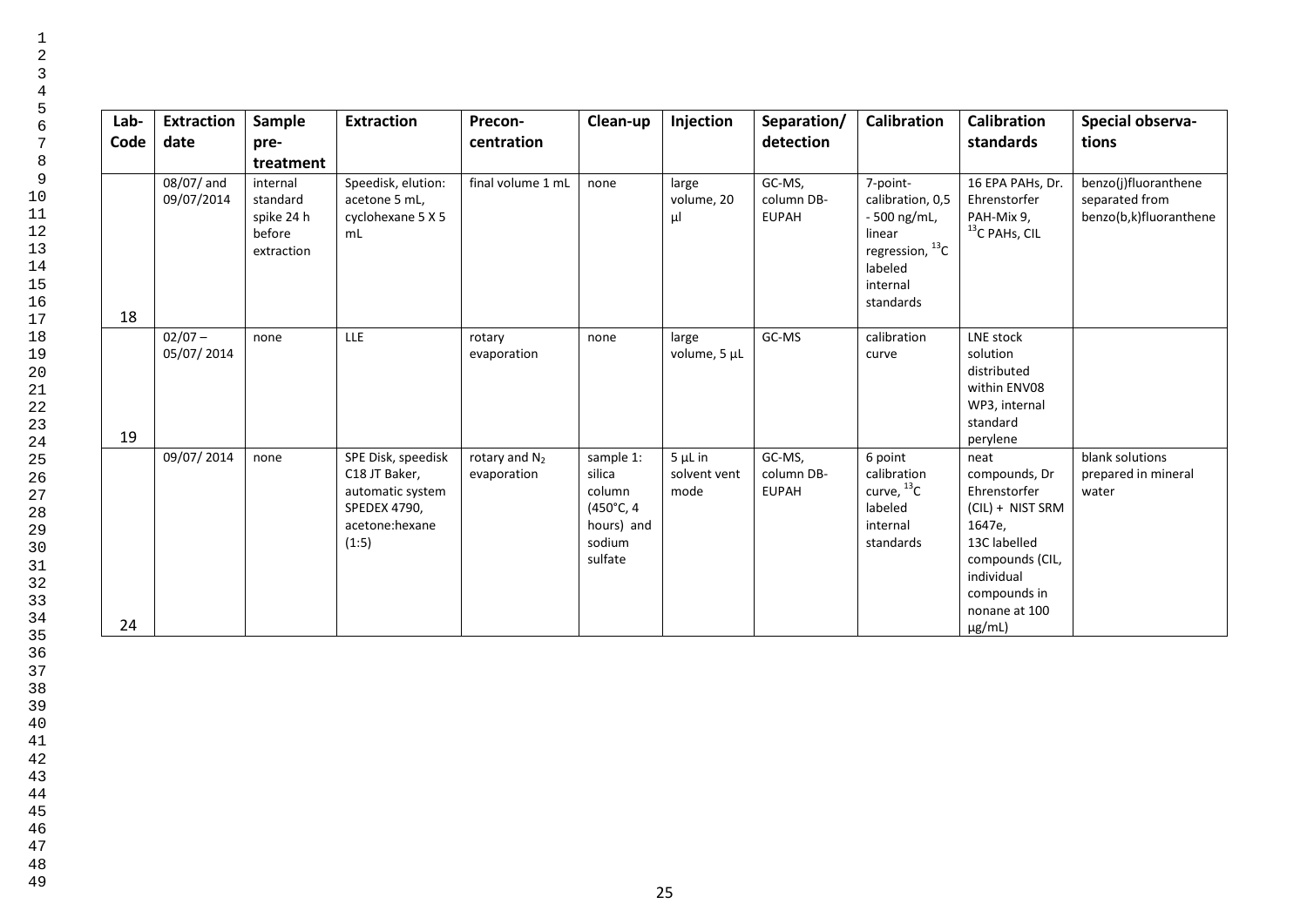| Lab-Code | Extraction date | Sample pre-treatment | Extraction | Precon-centration | Clean-up | Injection | Separation/ detection | Calibration | Calibration standards | Special observa-tions |
|---|---|---|---|---|---|---|---|---|---|---|
| 18 | 08/07/ and 09/07/2014 | internal standard spike 24 h before extraction | Speedisk, elution: acetone 5 mL, cyclohexane 5 X 5 mL | final volume 1 mL | none | large volume, 20 µl | GC-MS, column DB-EUPAH | 7-point-calibration, 0,5 - 500 ng/mL, linear regression, $^{13}C$ labeled internal standards | 16 EPA PAHs, Dr. Ehrenstorfer PAH-Mix 9, $^{13}C$ PAHs, CIL | benzo(j)fluoranthene separated from benzo(b,k)fluoranthene |
| 19 | 02/07 – 05/07/ 2014 | none | LLE | rotary evaporation | none | large volume, 5 µL | GC-MS | calibration curve | LNE stock solution distributed within ENV08 WP3, internal standard perylene | |
| 24 | 09/07/ 2014 | none | SPE Disk, speedisk C18 JT Baker, automatic system SPEDEX 4790, acetone:hexane (1:5) | rotary and $N_2$ evaporation | sample 1: silica column (450°C, 4 hours) and sodium sulfate | 5 µL in solvent vent mode | GC-MS, column DB-EUPAH | 6 point calibration curve, $^{13}C$ labeled internal standards | neat compounds, Dr Ehrenstorfer (CIL) + NIST SRM 1647e, 13C labelled compounds (CIL, individual compounds in nonane at 100 µg/mL) | blank solutions prepared in mineral water |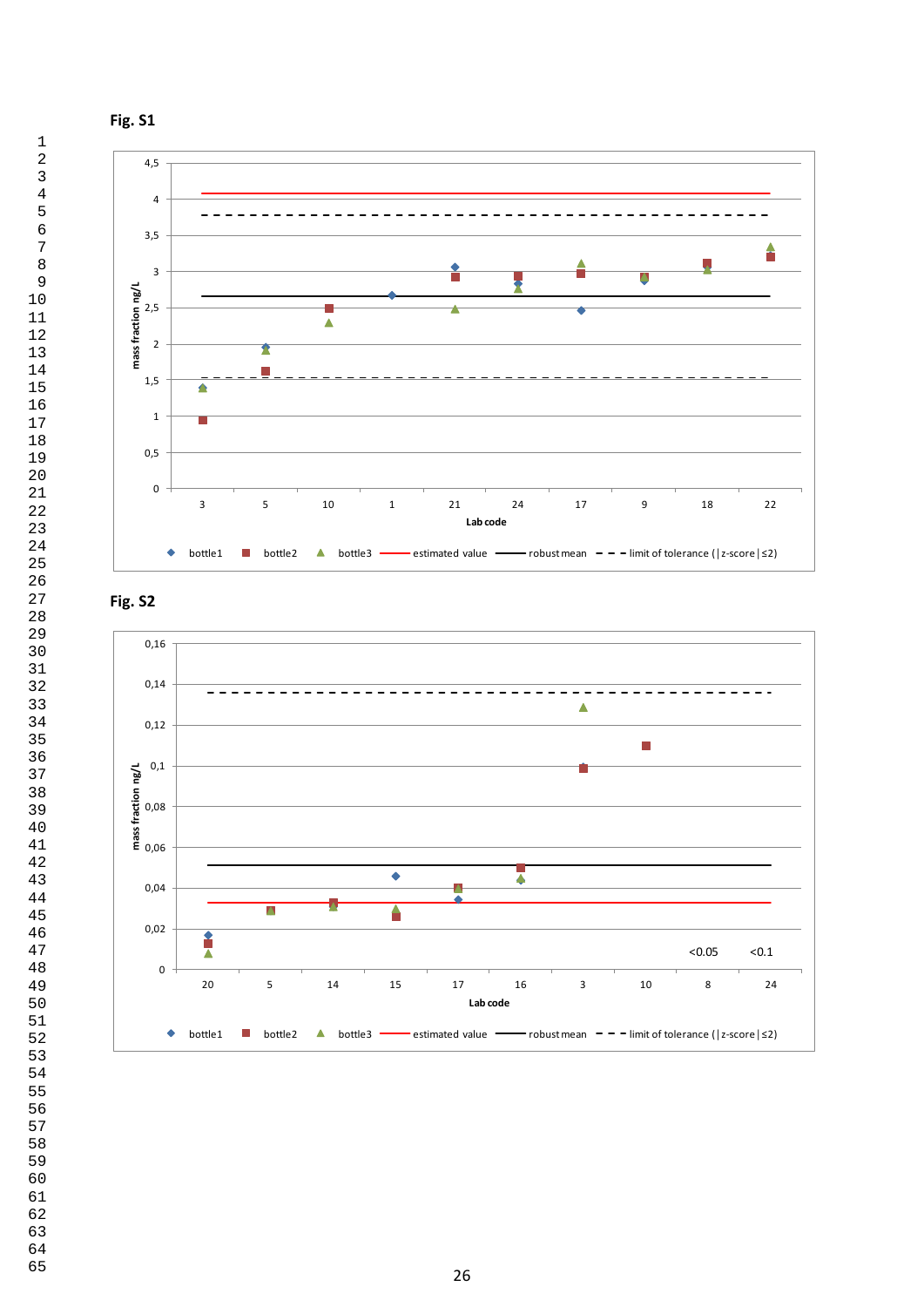**Fig. S1**

**Fig. S2**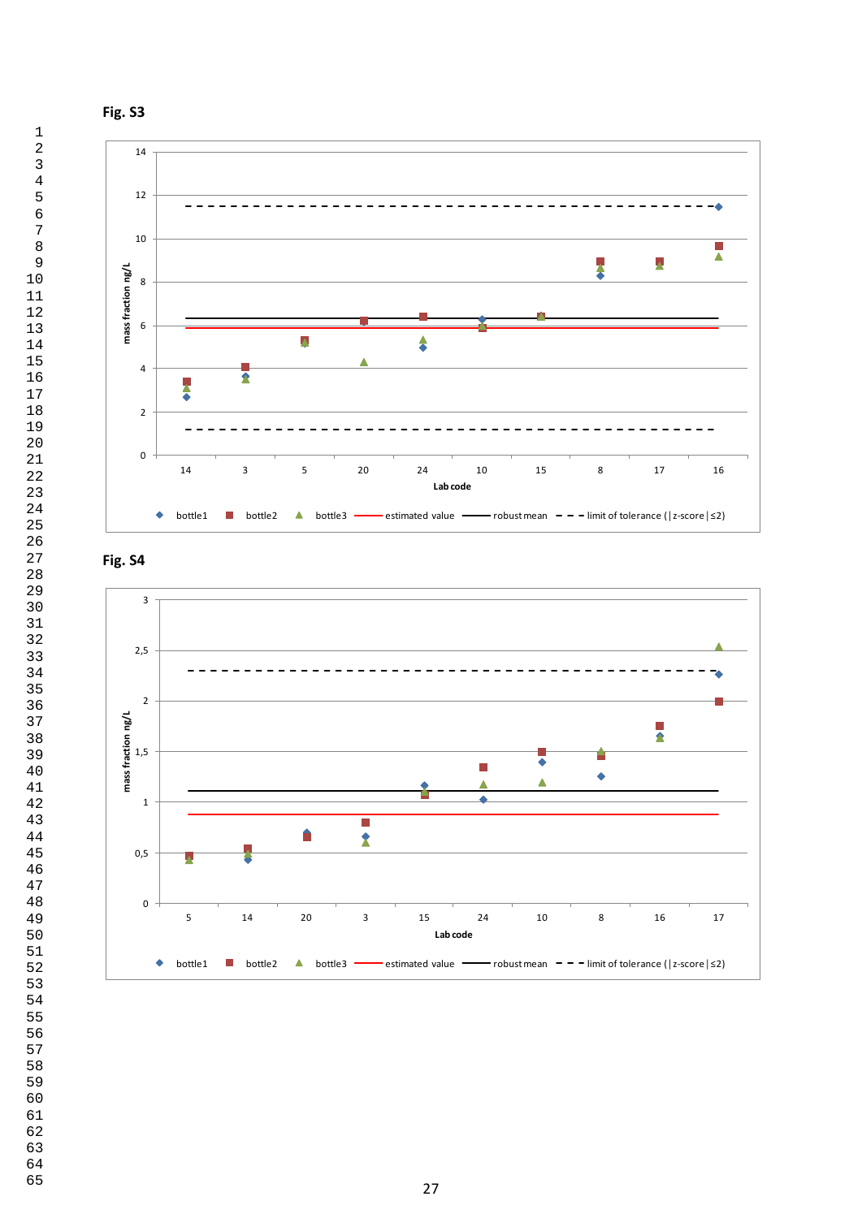**Fig. S3**

**Fig. S4**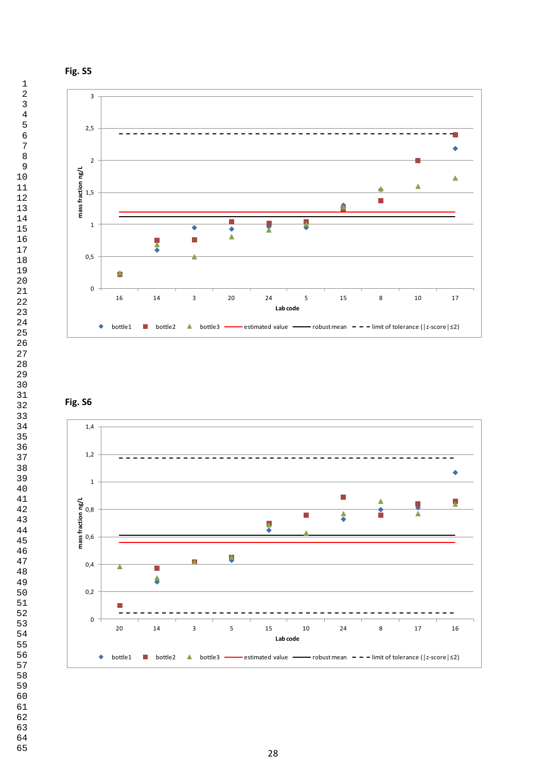**Fig. S5**

**Fig. S6**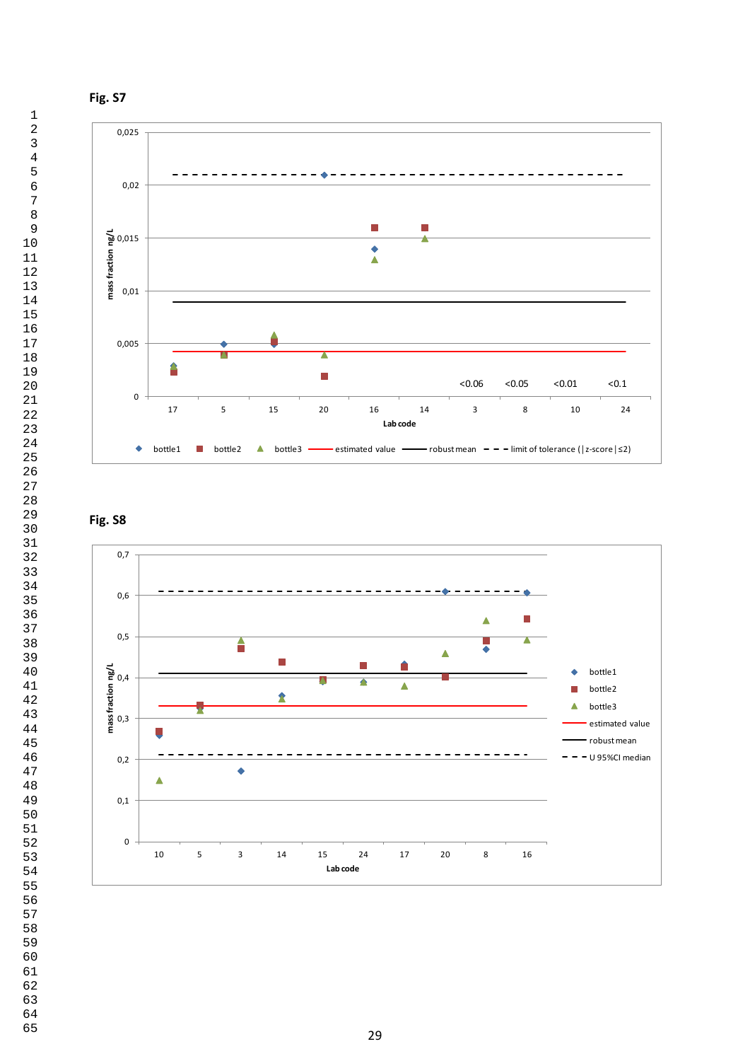**Fig. S7**

**Fig. S8**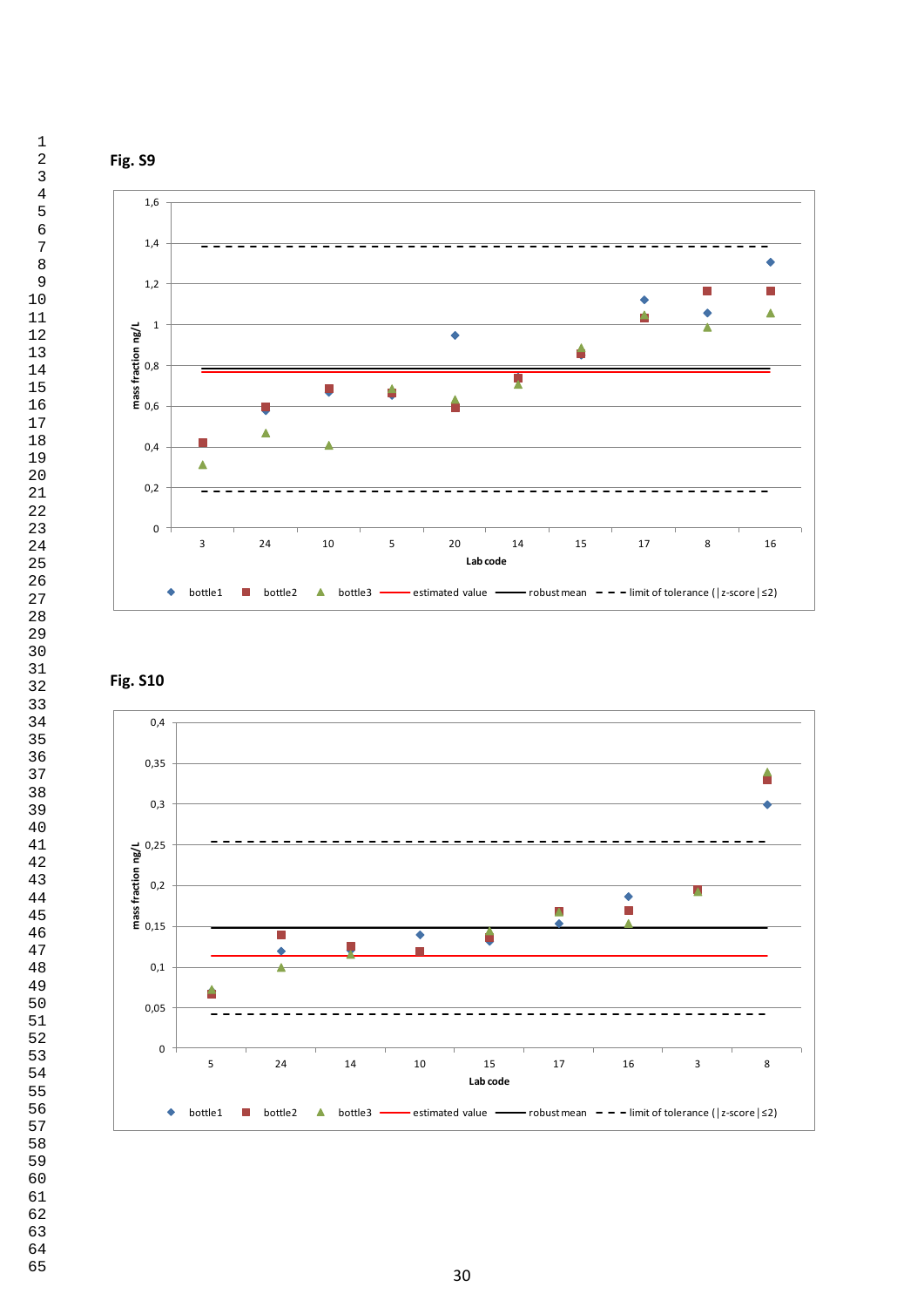**Fig. S9**

**Fig. S10**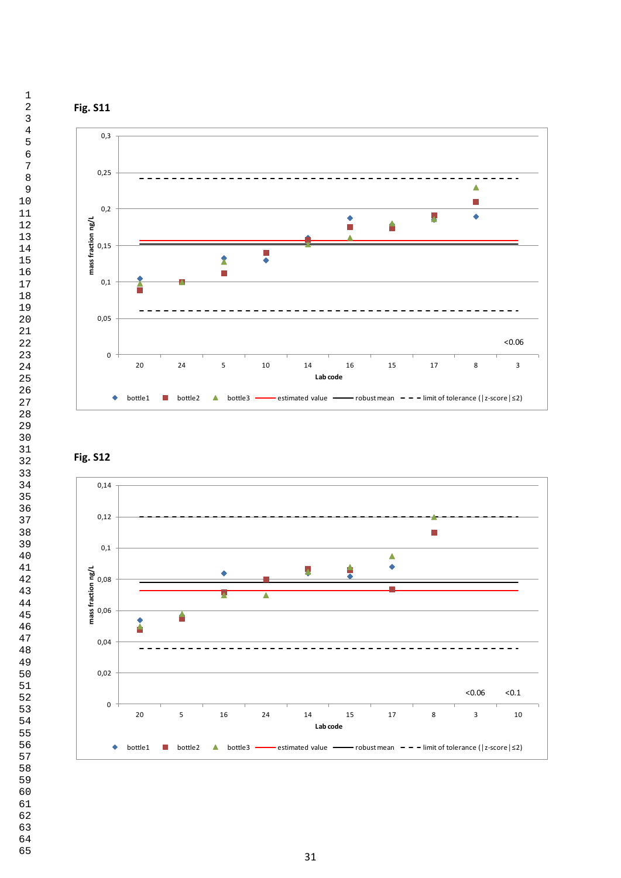**Fig. S11**

**Fig. S12**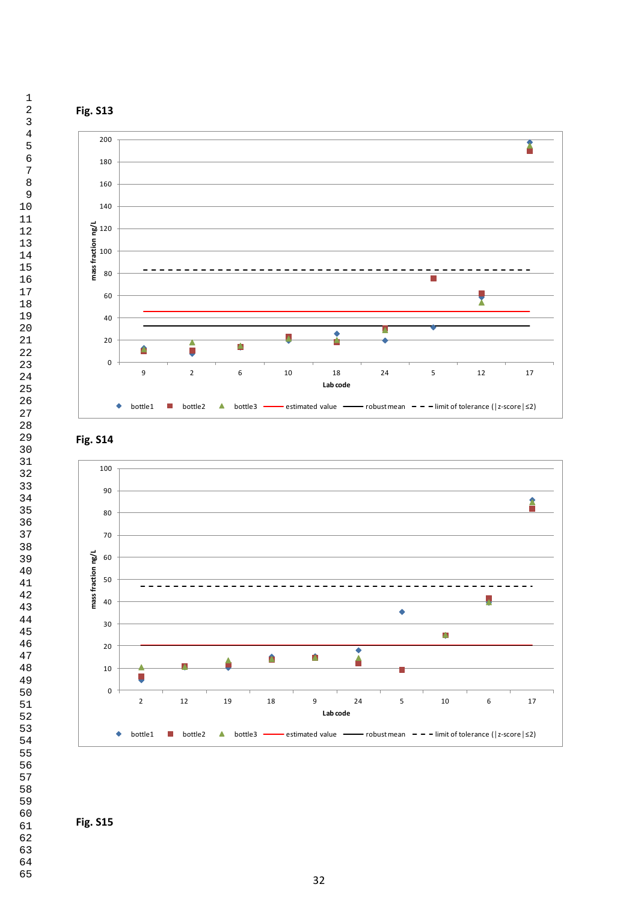**Fig. S13**

**Fig. S14**

**Fig. S15**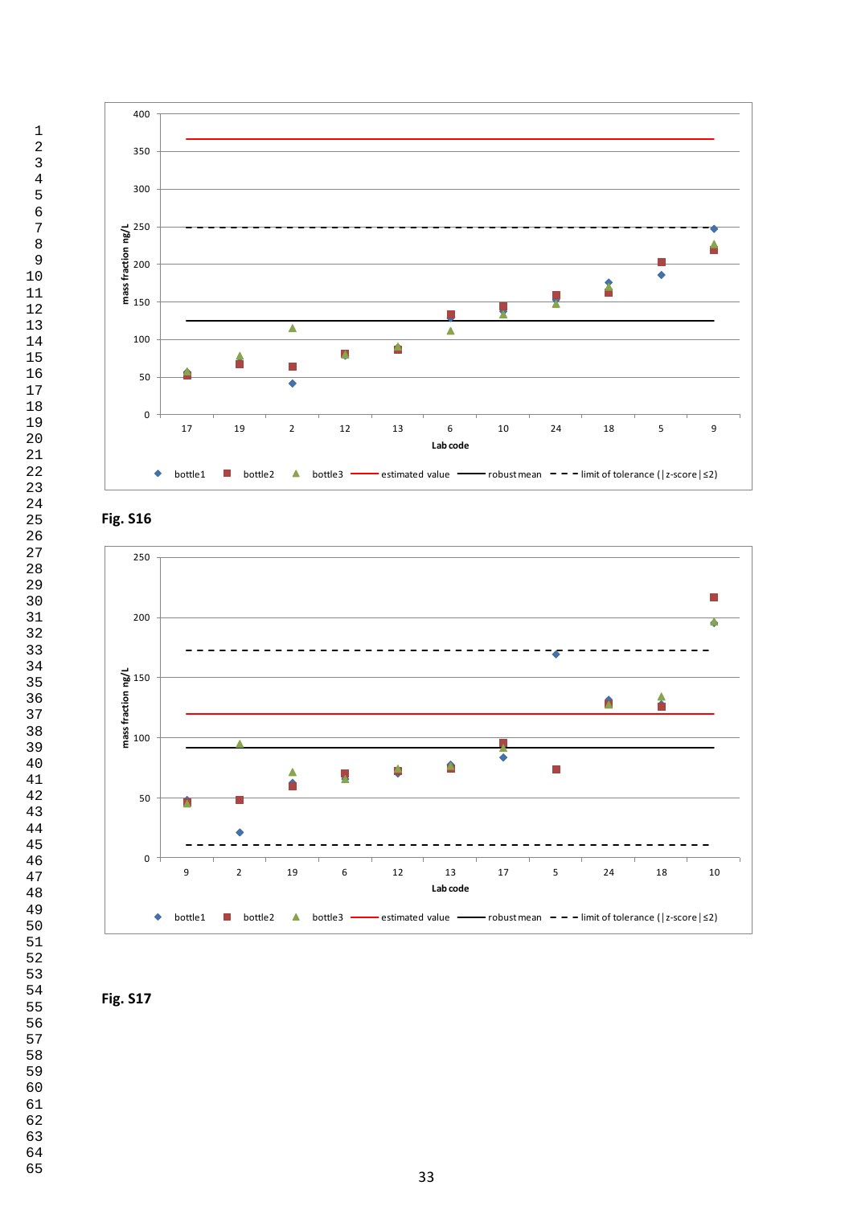Fig. S16

Fig. S17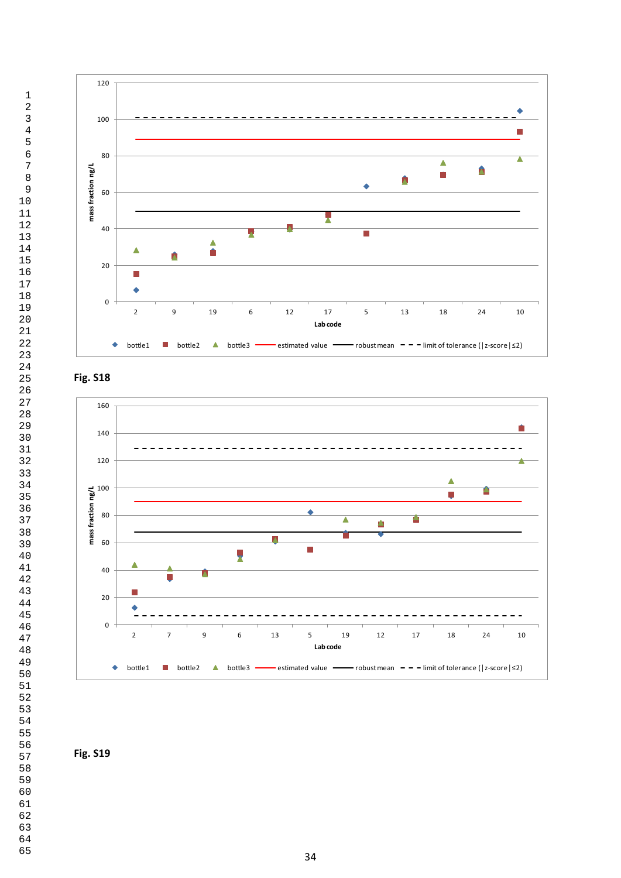Fig. S18

Fig. S19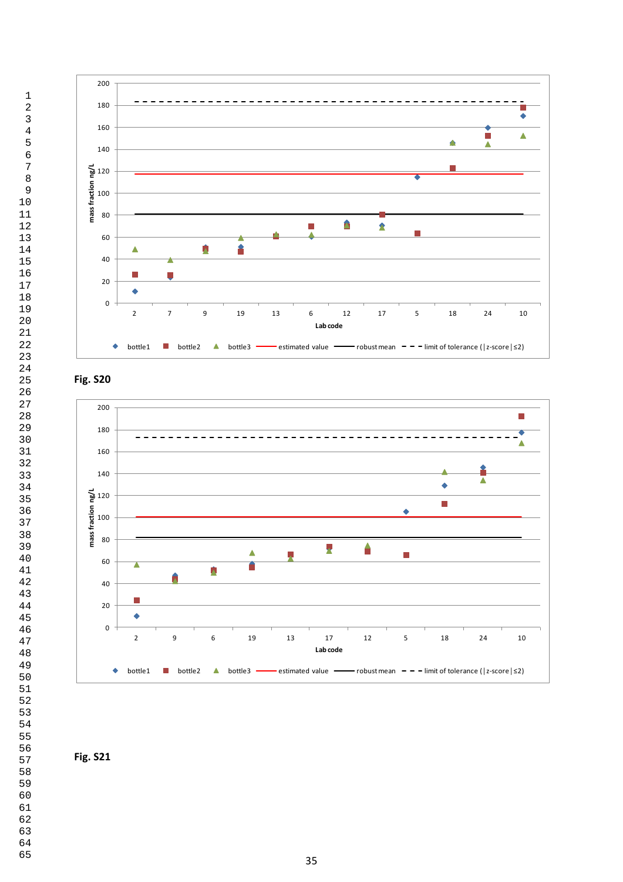Fig. S20

Fig. S21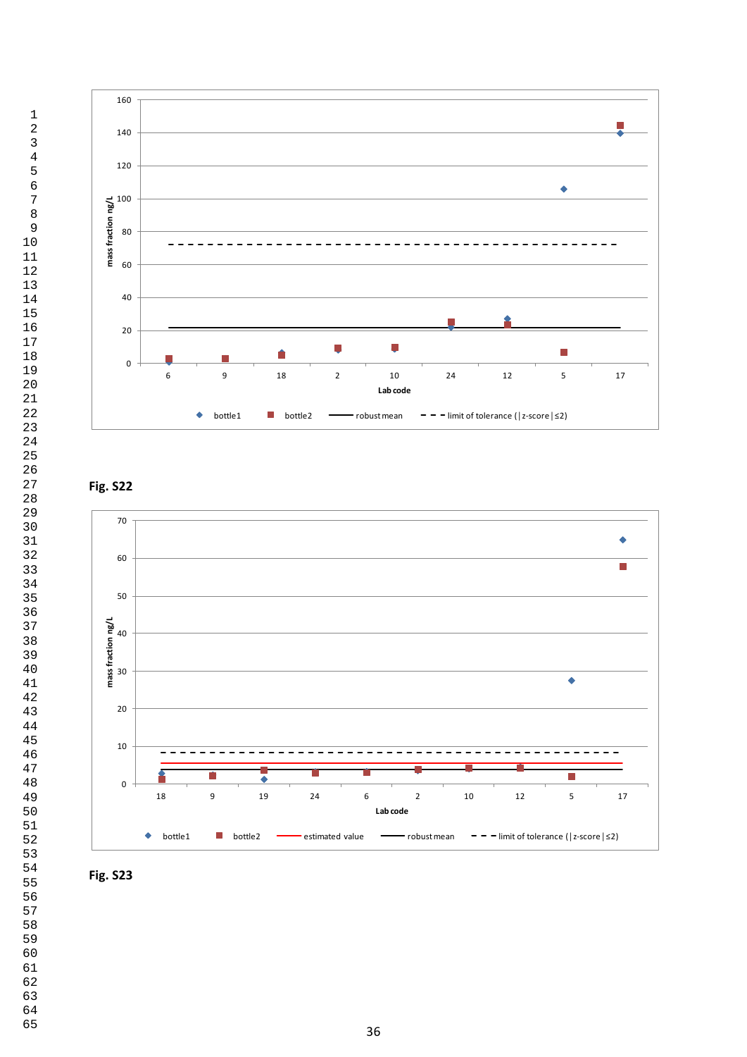Fig. S22

Fig. S23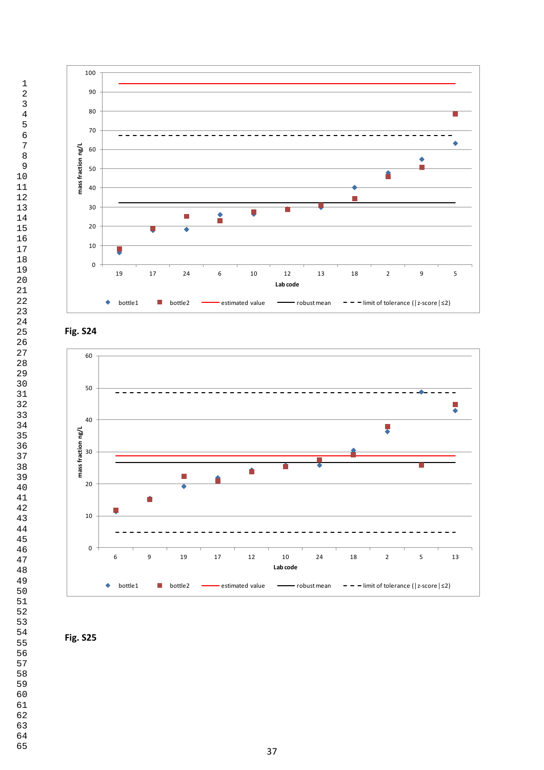Fig. S24

Fig. S25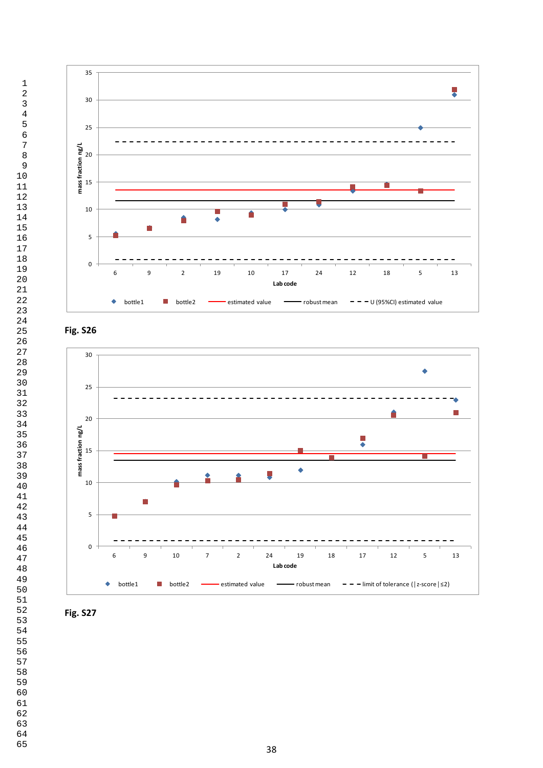Fig. S26

Fig. S27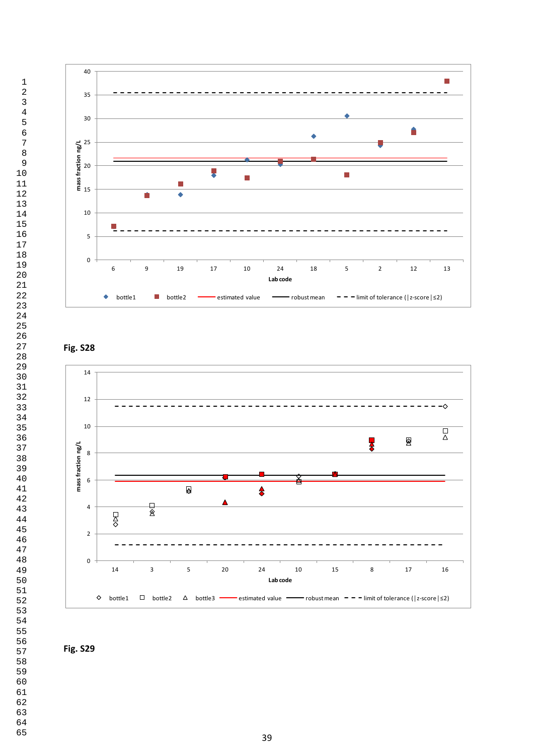Fig. S28

Fig. S29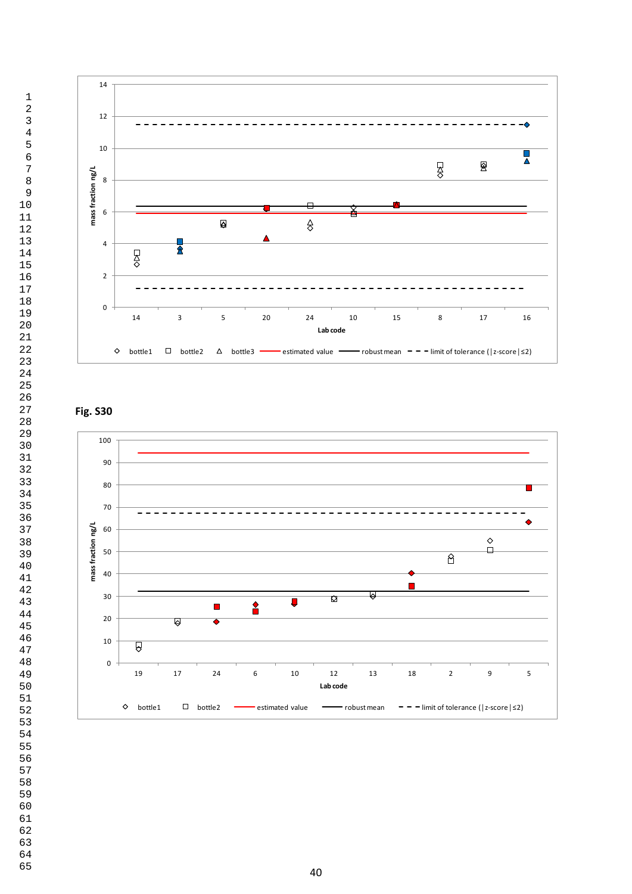Fig. S30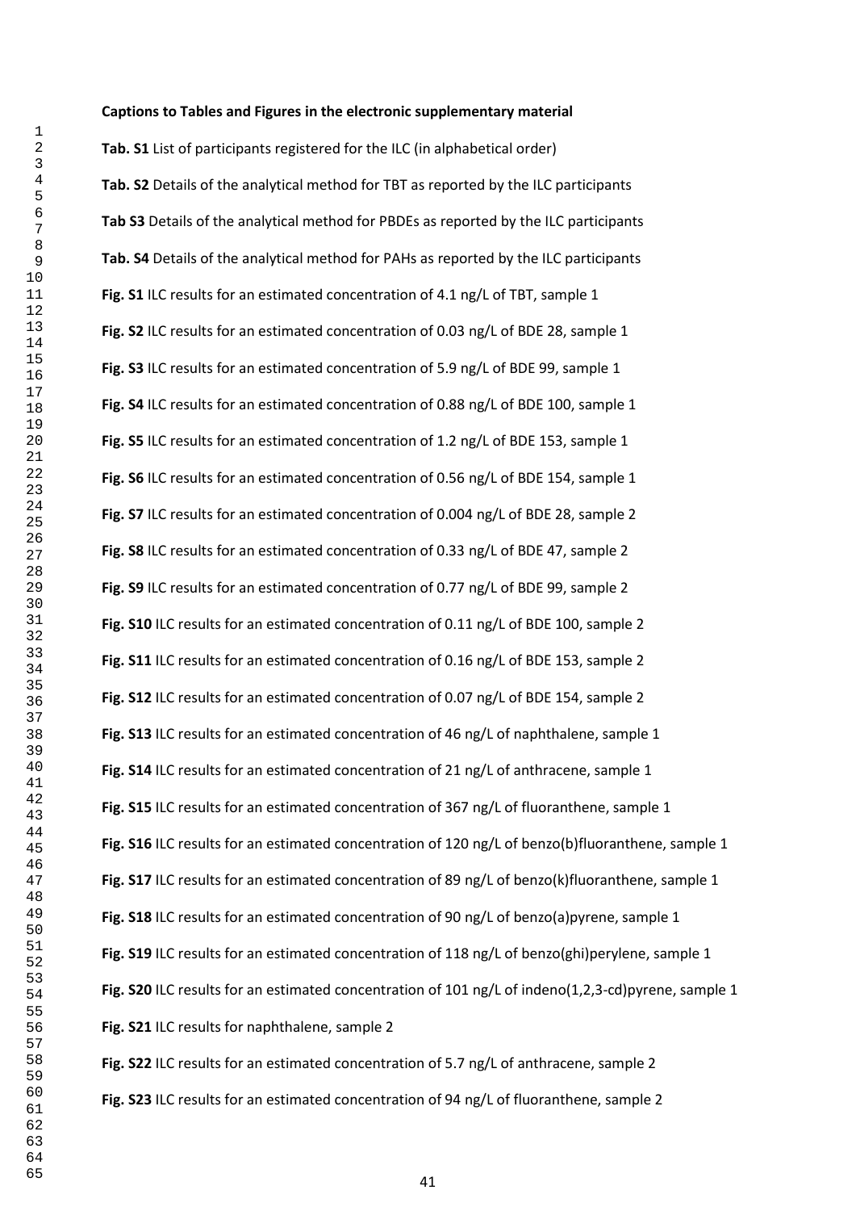**Captions to Tables and Figures in the electronic supplementary material**

**Tab. S1** List of participants registered for the ILC (in alphabetical order)

**Tab. S2** Details of the analytical method for TBT as reported by the ILC participants

**Tab S3** Details of the analytical method for PBDEs as reported by the ILC participants

**Tab. S4** Details of the analytical method for PAHs as reported by the ILC participants

**Fig. S1** ILC results for an estimated concentration of 4.1 ng/L of TBT, sample 1

**Fig. S2** ILC results for an estimated concentration of 0.03 ng/L of BDE 28, sample 1

**Fig. S3** ILC results for an estimated concentration of 5.9 ng/L of BDE 99, sample 1

**Fig. S4** ILC results for an estimated concentration of 0.88 ng/L of BDE 100, sample 1

**Fig. S5** ILC results for an estimated concentration of 1.2 ng/L of BDE 153, sample 1

**Fig. S6** ILC results for an estimated concentration of 0.56 ng/L of BDE 154, sample 1

**Fig. S7** ILC results for an estimated concentration of 0.004 ng/L of BDE 28, sample 2

**Fig. S8** ILC results for an estimated concentration of 0.33 ng/L of BDE 47, sample 2

**Fig. S9** ILC results for an estimated concentration of 0.77 ng/L of BDE 99, sample 2

**Fig. S10** ILC results for an estimated concentration of 0.11 ng/L of BDE 100, sample 2

**Fig. S11** ILC results for an estimated concentration of 0.16 ng/L of BDE 153, sample 2

**Fig. S12** ILC results for an estimated concentration of 0.07 ng/L of BDE 154, sample 2

**Fig. S13** ILC results for an estimated concentration of 46 ng/L of naphthalene, sample 1

**Fig. S14** ILC results for an estimated concentration of 21 ng/L of anthracene, sample 1

**Fig. S15** ILC results for an estimated concentration of 367 ng/L of fluoranthene, sample 1

**Fig. S16** ILC results for an estimated concentration of 120 ng/L of benzo(b)fluoranthene, sample 1

**Fig. S17** ILC results for an estimated concentration of 89 ng/L of benzo(k)fluoranthene, sample 1

**Fig. S18** ILC results for an estimated concentration of 90 ng/L of benzo(a)pyrene, sample 1

**Fig. S19** ILC results for an estimated concentration of 118 ng/L of benzo(ghi)perylene, sample 1

**Fig. S20** ILC results for an estimated concentration of 101 ng/L of indeno(1,2,3-cd)pyrene, sample 1

**Fig. S21** ILC results for naphthalene, sample 2

**Fig. S22** ILC results for an estimated concentration of 5.7 ng/L of anthracene, sample 2

**Fig. S23** ILC results for an estimated concentration of 94 ng/L of fluoranthene, sample 2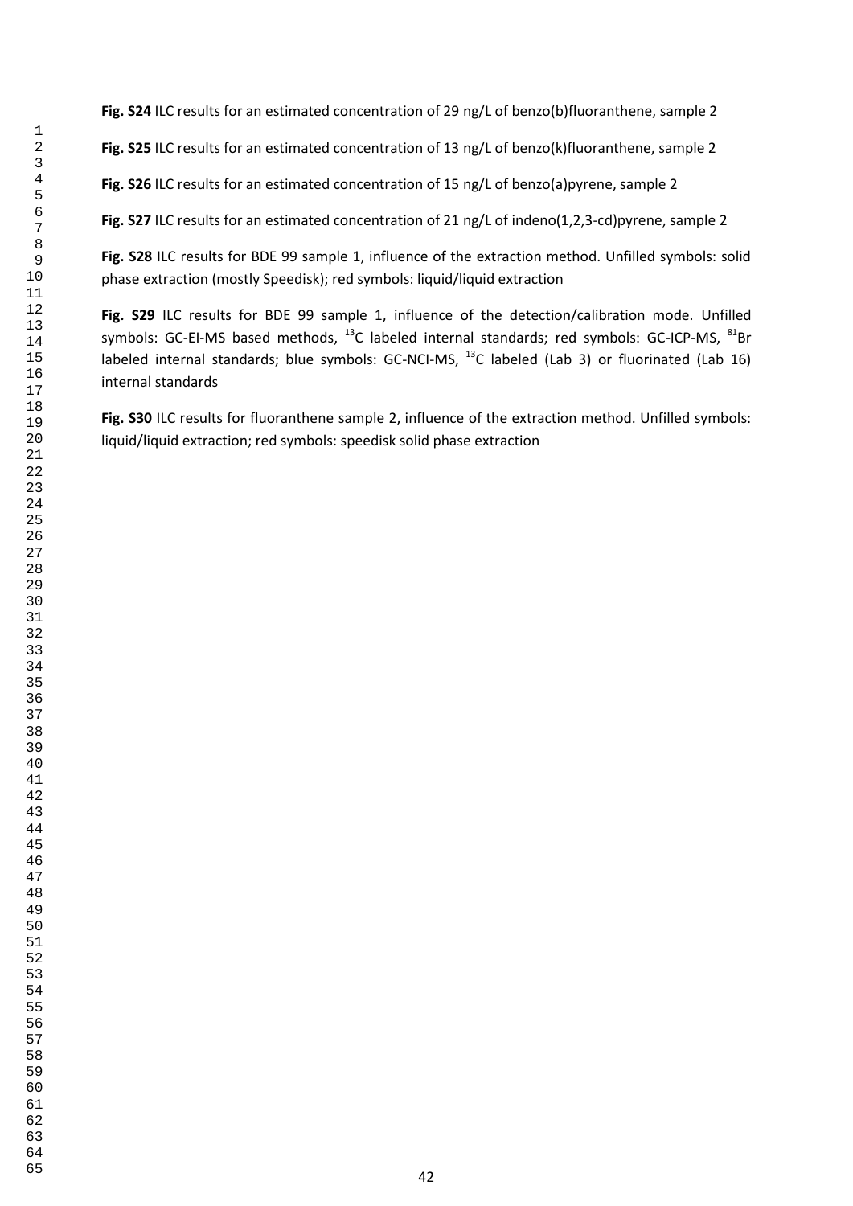**Fig. S24** ILC results for an estimated concentration of 29 ng/L of benzo(b)fluoranthene, sample 2

**Fig. S25** ILC results for an estimated concentration of 13 ng/L of benzo(k)fluoranthene, sample 2

**Fig. S26** ILC results for an estimated concentration of 15 ng/L of benzo(a)pyrene, sample 2

**Fig. S27** ILC results for an estimated concentration of 21 ng/L of indeno(1,2,3-cd)pyrene, sample 2

**Fig. S28** ILC results for BDE 99 sample 1, influence of the extraction method. Unfilled symbols: solid phase extraction (mostly Speedisk); red symbols: liquid/liquid extraction

**Fig. S29** ILC results for BDE 99 sample 1, influence of the detection/calibration mode. Unfilled symbols: GC-EI-MS based methods, $^{13}C$ labeled internal standards; red symbols: GC-ICP-MS, $^{81}Br$ labeled internal standards; blue symbols: GC-NCI-MS, $^{13}C$ labeled (Lab 3) or fluorinated (Lab 16) internal standards

**Fig. S30** ILC results for fluoranthene sample 2, influence of the extraction method. Unfilled symbols: liquid/liquid extraction; red symbols: speedisk solid phase extraction